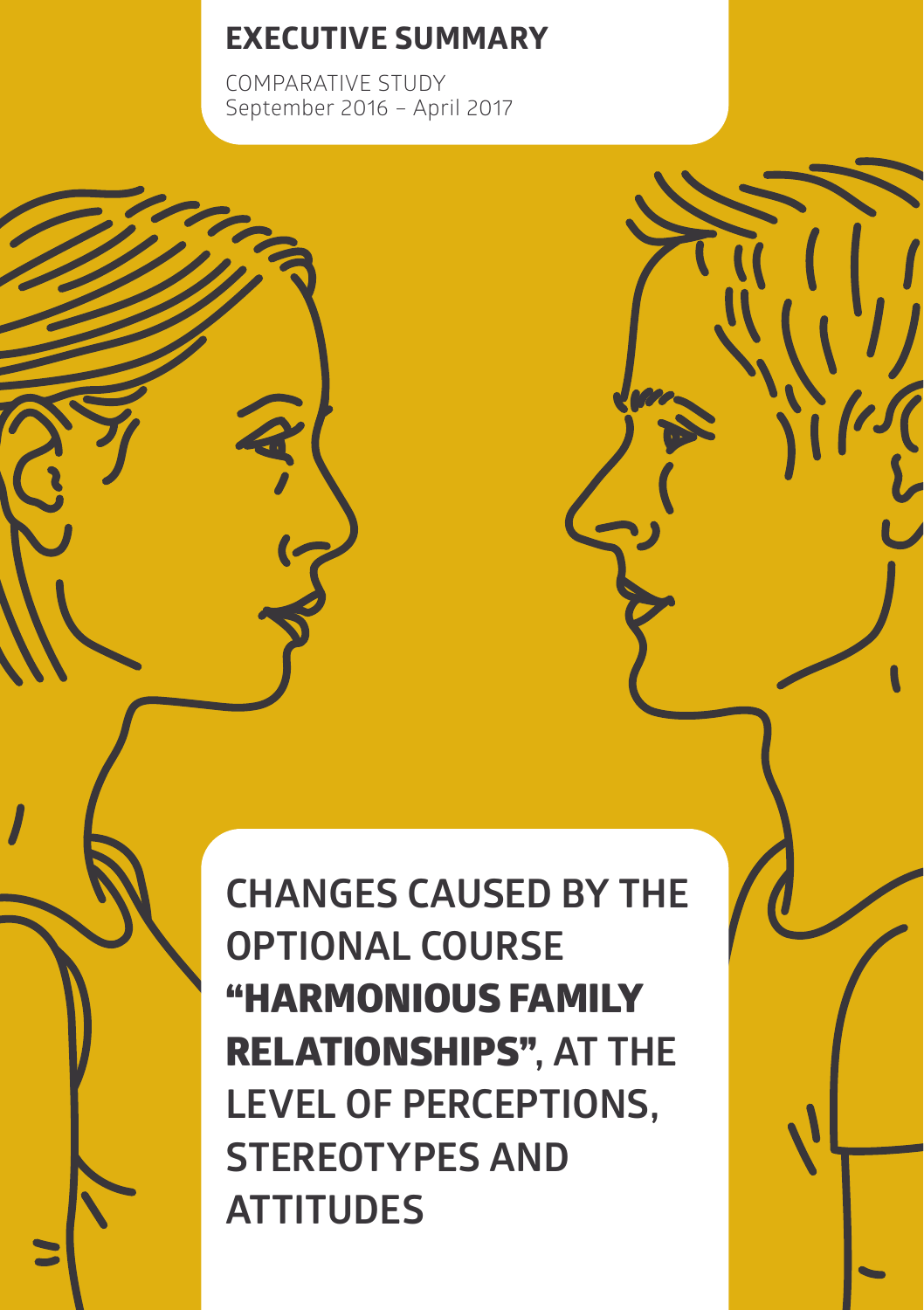# EXECUTIVE SUMMARY

COMPARATIVE STUDY
September 2016 – April 2017

# CHANGES CAUSED BY THE OPTIONAL COURSE **"HARMONIOUS FAMILY RELATIONSHIPS"**, AT THE LEVEL OF PERCEPTIONS, STEREOTYPES AND ATTITUDES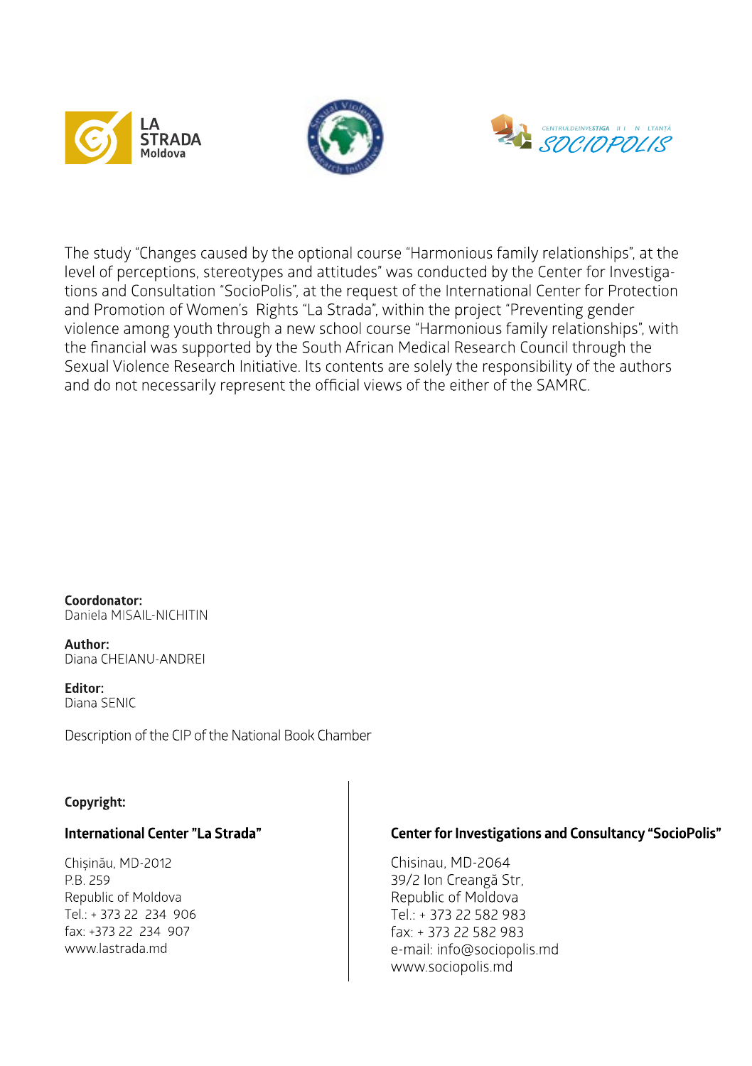The study "Changes caused by the optional course "Harmonious family relationships", at the level of perceptions, stereotypes and attitudes" was conducted by the Center for Investigations and Consultation "SocioPolis", at the request of the International Center for Protection and Promotion of Women's Rights "La Strada", within the project "Preventing gender violence among youth through a new school course "Harmonious family relationships", with the financial was supported by the South African Medical Research Council through the Sexual Violence Research Initiative. Its contents are solely the responsibility of the authors and do not necessarily represent the official views of the either of the SAMRC.

**Coordonator:**
Daniela MISAIL-NICHITIN

**Author:**
Diana CHEIANU-ANDREI

**Editor:**
Diana SENIC

Description of the CIP of the National Book Chamber

**Copyright:**

**International Center "La Strada"**

Chișinău, MD-2012
P.B. 259
Republic of Moldova
Tel.: + 373 22 234 906
fax: +373 22 234 907
www.lastrada.md

**Center for Investigations and Consultancy "SocioPolis"**

Chisinau, MD-2064
39/2 Ion Creangă Str,
Republic of Moldova
Tel.: + 373 22 582 983
fax: + 373 22 582 983
e-mail: info@sociopolis.md
www.sociopolis.md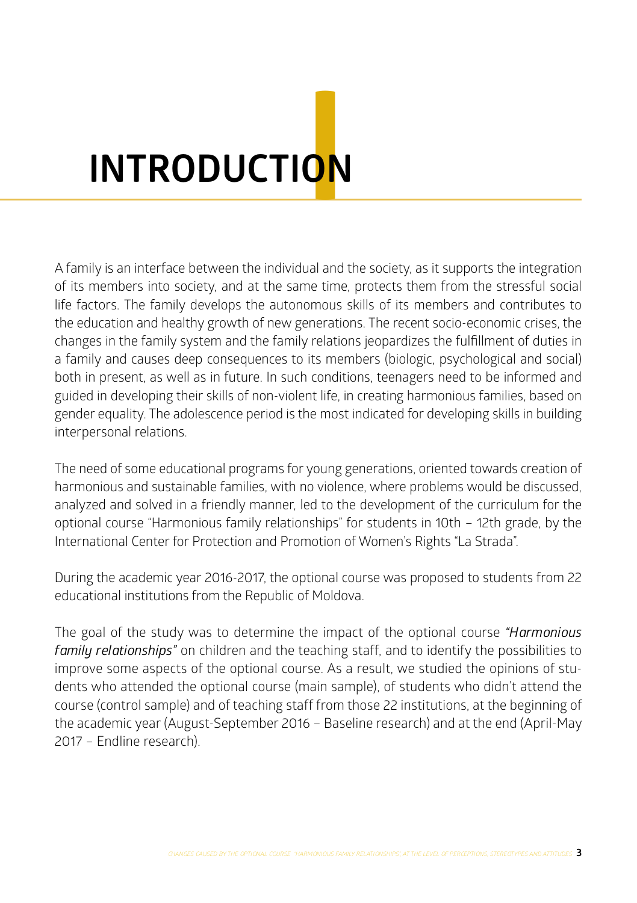# INTRODUCTION

A family is an interface between the individual and the society, as it supports the integration of its members into society, and at the same time, protects them from the stressful social life factors. The family develops the autonomous skills of its members and contributes to the education and healthy growth of new generations. The recent socio-economic crises, the changes in the family system and the family relations jeopardizes the fulfillment of duties in a family and causes deep consequences to its members (biologic, psychological and social) both in present, as well as in future. In such conditions, teenagers need to be informed and guided in developing their skills of non-violent life, in creating harmonious families, based on gender equality. The adolescence period is the most indicated for developing skills in building interpersonal relations.

The need of some educational programs for young generations, oriented towards creation of harmonious and sustainable families, with no violence, where problems would be discussed, analyzed and solved in a friendly manner, led to the development of the curriculum for the optional course "Harmonious family relationships" for students in 10th – 12th grade, by the International Center for Protection and Promotion of Women's Rights "La Strada".

During the academic year 2016-2017, the optional course was proposed to students from 22 educational institutions from the Republic of Moldova.

The goal of the study was to determine the impact of the optional course *"Harmonious family relationships"* on children and the teaching staff, and to identify the possibilities to improve some aspects of the optional course. As a result, we studied the opinions of students who attended the optional course (main sample), of students who didn't attend the course (control sample) and of teaching staff from those 22 institutions, at the beginning of the academic year (August-September 2016 – Baseline research) and at the end (April-May 2017 – Endline research).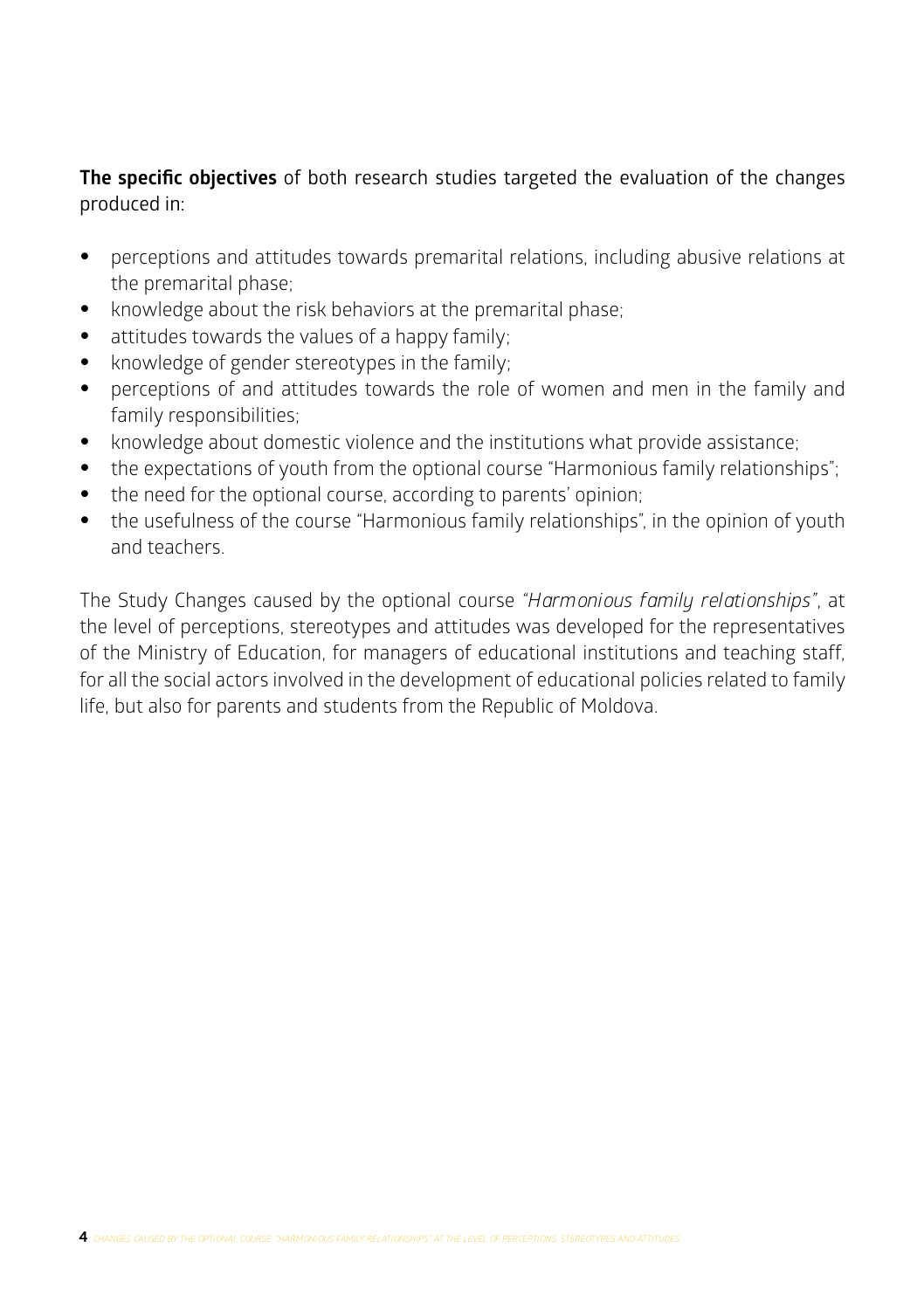**The specific objectives** of both research studies targeted the evaluation of the changes produced in:

- perceptions and attitudes towards premarital relations, including abusive relations at the premarital phase;
- knowledge about the risk behaviors at the premarital phase;
- attitudes towards the values of a happy family;
- knowledge of gender stereotypes in the family;
- perceptions of and attitudes towards the role of women and men in the family and family responsibilities;
- knowledge about domestic violence and the institutions what provide assistance;
- the expectations of youth from the optional course "Harmonious family relationships";
- the need for the optional course, according to parents' opinion;
- the usefulness of the course "Harmonious family relationships", in the opinion of youth and teachers.

The Study Changes caused by the optional course *"Harmonious family relationships"*, at the level of perceptions, stereotypes and attitudes was developed for the representatives of the Ministry of Education, for managers of educational institutions and teaching staff, for all the social actors involved in the development of educational policies related to family life, but also for parents and students from the Republic of Moldova.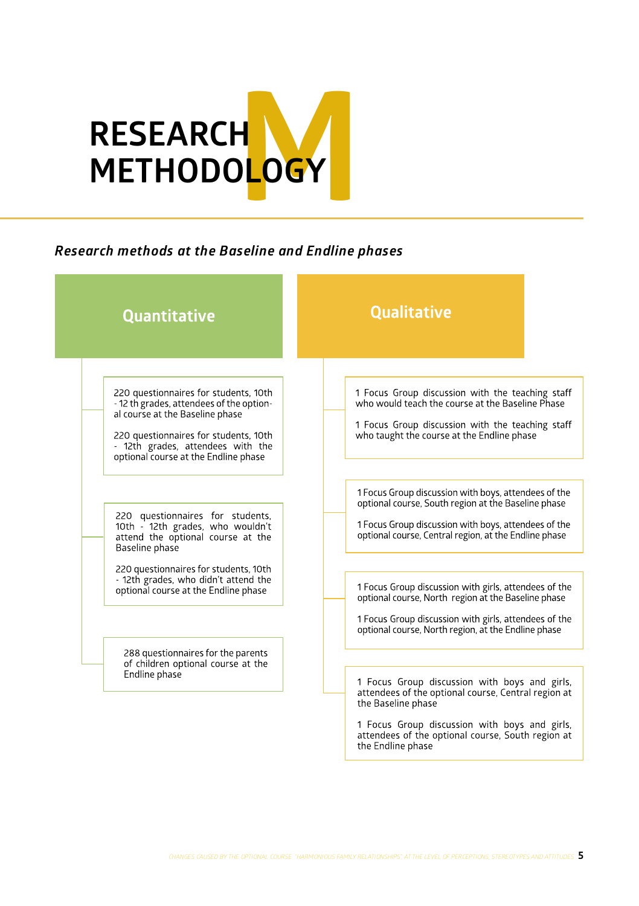# RESEARCH METHODOLOGY

### *Research methods at the Baseline and Endline phases*

## Quantitative

- 220 questionnaires for students, 10th - 12 th grades, attendees of the optional course at the Baseline phase

  220 questionnaires for students, 10th - 12th grades, attendees with the optional course at the Endline phase

- 220 questionnaires for students, 10th - 12th grades, who wouldn't attend the optional course at the Baseline phase

  220 questionnaires for students, 10th - 12th grades, who didn't attend the optional course at the Endline phase

- 288 questionnaires for the parents of children optional course at the Endline phase

## Qualitative

- 1 Focus Group discussion with the teaching staff who would teach the course at the Baseline Phase

  1 Focus Group discussion with the teaching staff who taught the course at the Endline phase

- 1 Focus Group discussion with boys, attendees of the optional course, South region at the Baseline phase

  1 Focus Group discussion with boys, attendees of the optional course, Central region, at the Endline phase

- 1 Focus Group discussion with girls, attendees of the optional course, North region at the Baseline phase

  1 Focus Group discussion with girls, attendees of the optional course, North region, at the Endline phase

- 1 Focus Group discussion with boys and girls, attendees of the optional course, Central region at the Baseline phase

  1 Focus Group discussion with boys and girls, attendees of the optional course, South region at the Endline phase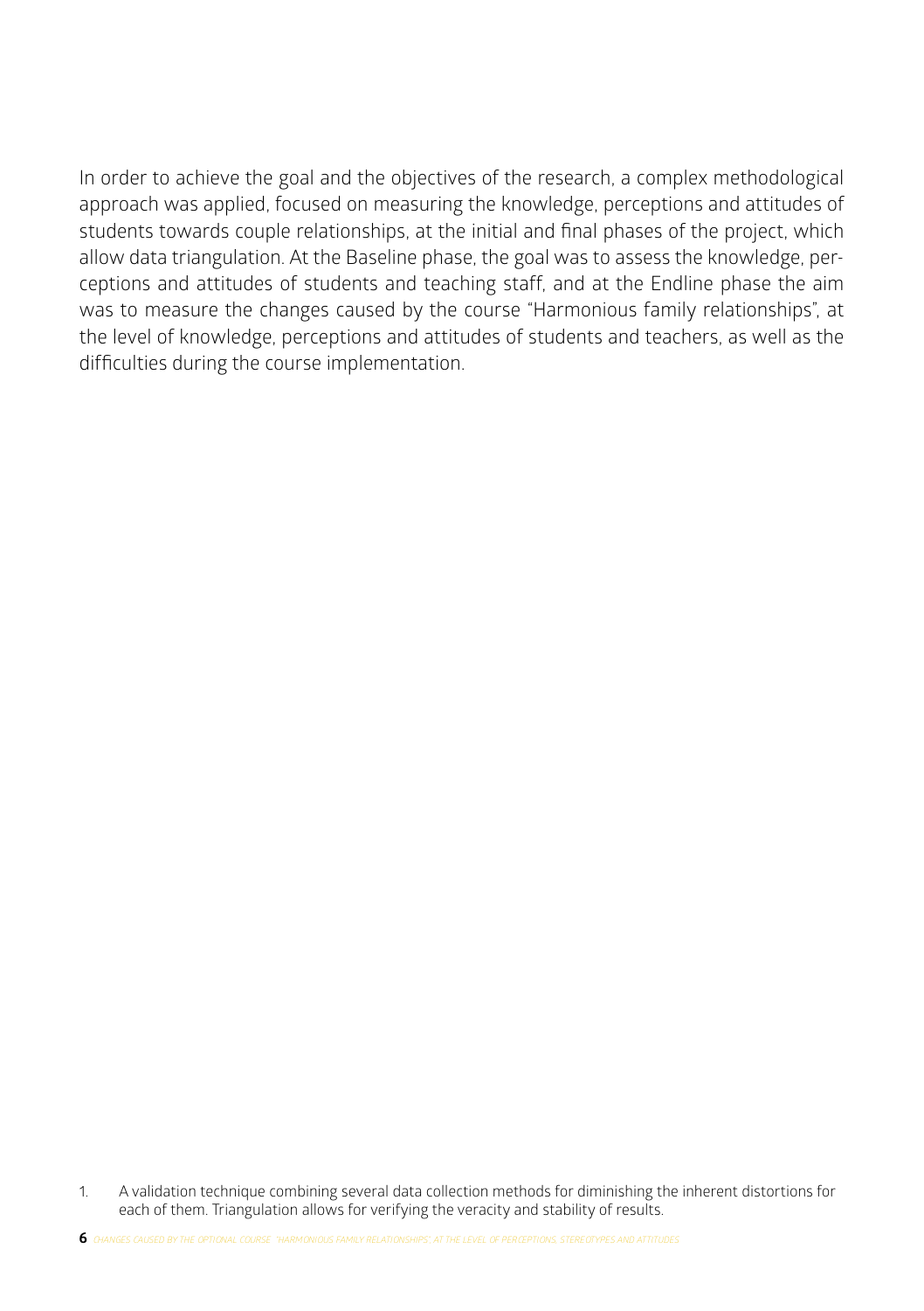In order to achieve the goal and the objectives of the research, a complex methodological approach was applied, focused on measuring the knowledge, perceptions and attitudes of students towards couple relationships, at the initial and final phases of the project, which allow data triangulation. At the Baseline phase, the goal was to assess the knowledge, perceptions and attitudes of students and teaching staff, and at the Endline phase the aim was to measure the changes caused by the course "Harmonious family relationships", at the level of knowledge, perceptions and attitudes of students and teachers, as well as the difficulties during the course implementation.

1. A validation technique combining several data collection methods for diminishing the inherent distortions for each of them. Triangulation allows for verifying the veracity and stability of results.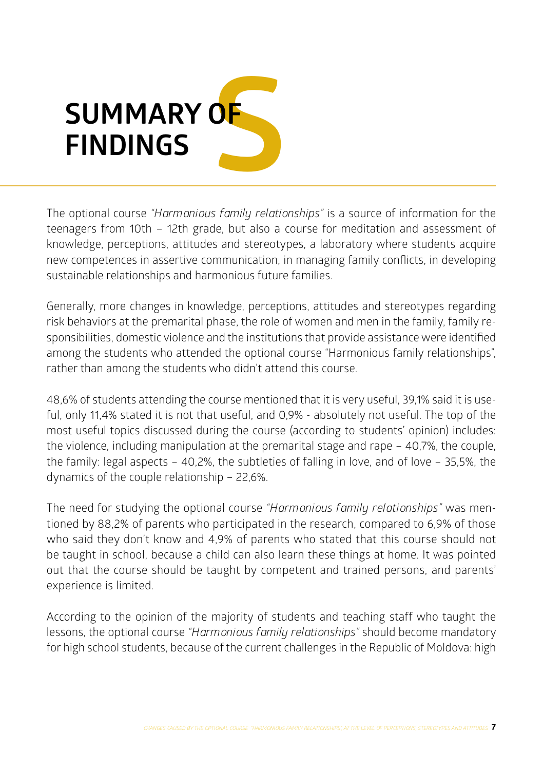# SUMMARY OF FINDINGS

The optional course *"Harmonious family relationships"* is a source of information for the teenagers from 10th – 12th grade, but also a course for meditation and assessment of knowledge, perceptions, attitudes and stereotypes, a laboratory where students acquire new competences in assertive communication, in managing family conflicts, in developing sustainable relationships and harmonious future families.

Generally, more changes in knowledge, perceptions, attitudes and stereotypes regarding risk behaviors at the premarital phase, the role of women and men in the family, family responsibilities, domestic violence and the institutions that provide assistance were identified among the students who attended the optional course "Harmonious family relationships", rather than among the students who didn't attend this course.

48,6% of students attending the course mentioned that it is very useful, 39,1% said it is useful, only 11,4% stated it is not that useful, and 0,9% - absolutely not useful. The top of the most useful topics discussed during the course (according to students' opinion) includes: the violence, including manipulation at the premarital stage and rape – 40,7%, the couple, the family: legal aspects – 40,2%, the subtleties of falling in love, and of love – 35,5%, the dynamics of the couple relationship – 22,6%.

The need for studying the optional course *"Harmonious family relationships"* was mentioned by 88,2% of parents who participated in the research, compared to 6,9% of those who said they don't know and 4,9% of parents who stated that this course should not be taught in school, because a child can also learn these things at home. It was pointed out that the course should be taught by competent and trained persons, and parents' experience is limited.

According to the opinion of the majority of students and teaching staff who taught the lessons, the optional course *"Harmonious family relationships"* should become mandatory for high school students, because of the current challenges in the Republic of Moldova: high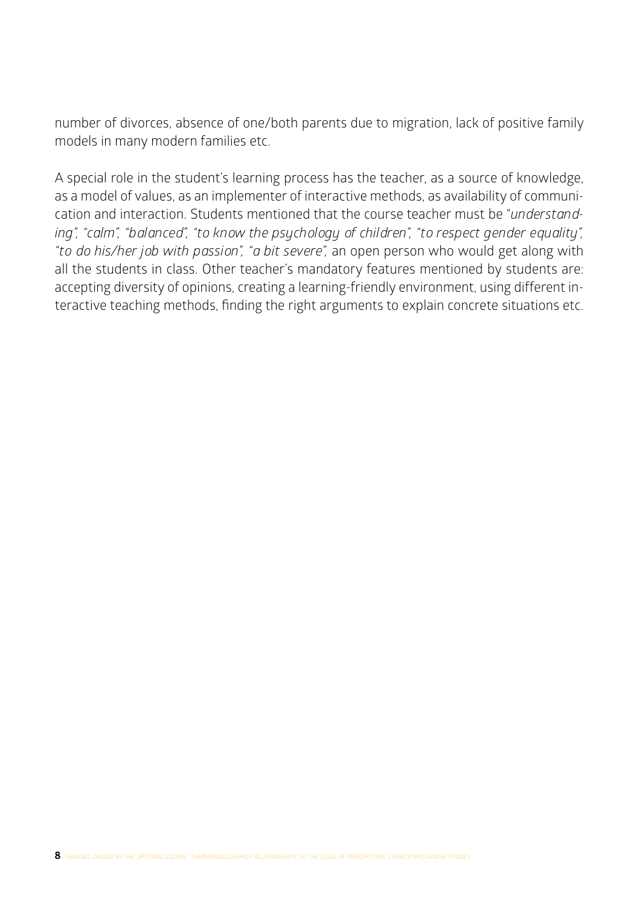number of divorces, absence of one/both parents due to migration, lack of positive family models in many modern families etc.

A special role in the student's learning process has the teacher, as a source of knowledge, as a model of values, as an implementer of interactive methods, as availability of communication and interaction. Students mentioned that the course teacher must be *"understanding"*, *"calm"*, *"balanced"*, *"to know the psychology of children"*, *"to respect gender equality"*, *"to do his/her job with passion"*, *"a bit severe"*, an open person who would get along with all the students in class. Other teacher's mandatory features mentioned by students are: accepting diversity of opinions, creating a learning-friendly environment, using different interactive teaching methods, finding the right arguments to explain concrete situations etc.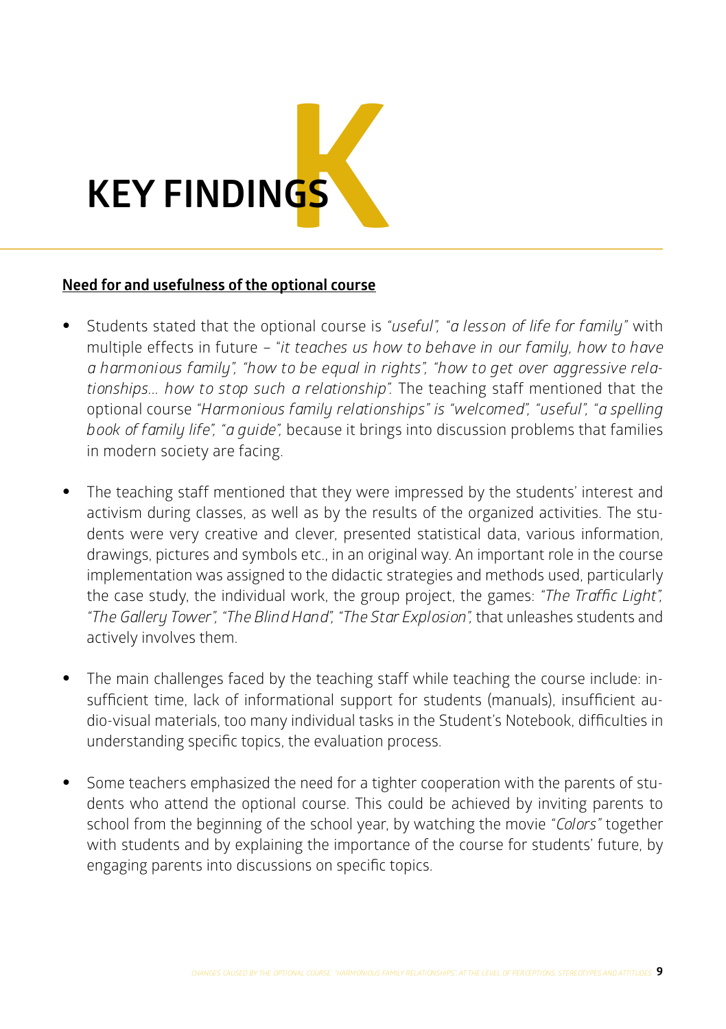# KEY FINDINGS

**Need for and usefulness of the optional course**

- Students stated that the optional course is *"useful"*, *"a lesson of life for family"* with multiple effects in future – *"it teaches us how to behave in our family, how to have a harmonious family"*, *"how to be equal in rights"*, *"how to get over aggressive relationships... how to stop such a relationship"*. The teaching staff mentioned that the optional course *"Harmonious family relationships" is "welcomed"*, *"useful"*, *"a spelling book of family life"*, *"a guide"*, because it brings into discussion problems that families in modern society are facing.

- The teaching staff mentioned that they were impressed by the students' interest and activism during classes, as well as by the results of the organized activities. The students were very creative and clever, presented statistical data, various information, drawings, pictures and symbols etc., in an original way. An important role in the course implementation was assigned to the didactic strategies and methods used, particularly the case study, the individual work, the group project, the games: *"The Traffic Light"*, *"The Gallery Tower"*, *"The Blind Hand"*, *"The Star Explosion"*, that unleashes students and actively involves them.

- The main challenges faced by the teaching staff while teaching the course include: insufficient time, lack of informational support for students (manuals), insufficient audio-visual materials, too many individual tasks in the Student's Notebook, difficulties in understanding specific topics, the evaluation process.

- Some teachers emphasized the need for a tighter cooperation with the parents of students who attend the optional course. This could be achieved by inviting parents to school from the beginning of the school year, by watching the movie *"Colors"* together with students and by explaining the importance of the course for students' future, by engaging parents into discussions on specific topics.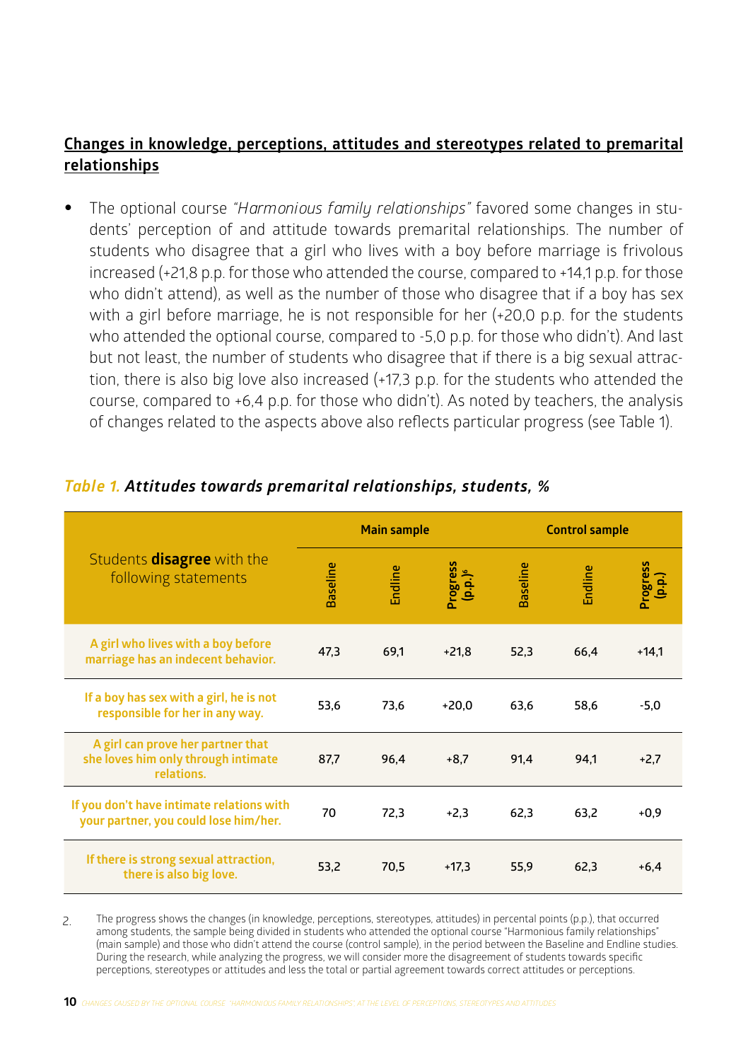**Changes in knowledge, perceptions, attitudes and stereotypes related to premarital relationships**

- The optional course *"Harmonious family relationships"* favored some changes in students' perception of and attitude towards premarital relationships. The number of students who disagree that a girl who lives with a boy before marriage is frivolous increased (+21,8 p.p. for those who attended the course, compared to +14,1 p.p. for those who didn't attend), as well as the number of those who disagree that if a boy has sex with a girl before marriage, he is not responsible for her (+20,0 p.p. for the students who attended the optional course, compared to -5,0 p.p. for those who didn't). And last but not least, the number of students who disagree that if there is a big sexual attraction, there is also big love also increased (+17,3 p.p. for the students who attended the course, compared to +6,4 p.p. for those who didn't). As noted by teachers, the analysis of changes related to the aspects above also reflects particular progress (see Table 1).

*Table 1.* ***Attitudes towards premarital relationships, students, %***

| Students **disagree** with the following statements | Main sample | | | Control sample | | |
|---|---|---|---|---|---|---|
| | Baseline | Endline | Progress (p.p.)[6] | Baseline | Endline | Progress (p.p.) |
| A girl who lives with a boy before marriage has an indecent behavior. | 47,3 | 69,1 | +21,8 | 52,3 | 66,4 | +14,1 |
| If a boy has sex with a girl, he is not responsible for her in any way. | 53,6 | 73,6 | +20,0 | 63,6 | 58,6 | -5,0 |
| A girl can prove her partner that she loves him only through intimate relations. | 87,7 | 96,4 | +8,7 | 91,4 | 94,1 | +2,7 |
| If you don't have intimate relations with your partner, you could lose him/her. | 70 | 72,3 | +2,3 | 62,3 | 63,2 | +0,9 |
| If there is strong sexual attraction, there is also big love. | 53,2 | 70,5 | +17,3 | 55,9 | 62,3 | +6,4 |

2. The progress shows the changes (in knowledge, perceptions, stereotypes, attitudes) in percental points (p.p.), that occurred among students, the sample being divided in students who attended the optional course "Harmonious family relationships" (main sample) and those who didn't attend the course (control sample), in the period between the Baseline and Endline studies. During the research, while analyzing the progress, we will consider more the disagreement of students towards specific perceptions, stereotypes or attitudes and less the total or partial agreement towards correct attitudes or perceptions.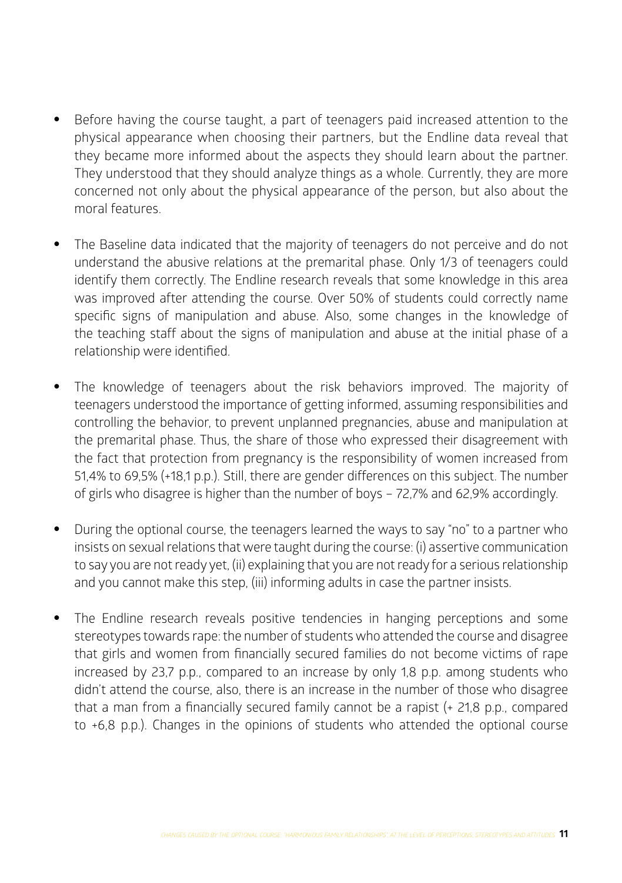- Before having the course taught, a part of teenagers paid increased attention to the physical appearance when choosing their partners, but the Endline data reveal that they became more informed about the aspects they should learn about the partner. They understood that they should analyze things as a whole. Currently, they are more concerned not only about the physical appearance of the person, but also about the moral features.

- The Baseline data indicated that the majority of teenagers do not perceive and do not understand the abusive relations at the premarital phase. Only 1/3 of teenagers could identify them correctly. The Endline research reveals that some knowledge in this area was improved after attending the course. Over 50% of students could correctly name specific signs of manipulation and abuse. Also, some changes in the knowledge of the teaching staff about the signs of manipulation and abuse at the initial phase of a relationship were identified.

- The knowledge of teenagers about the risk behaviors improved. The majority of teenagers understood the importance of getting informed, assuming responsibilities and controlling the behavior, to prevent unplanned pregnancies, abuse and manipulation at the premarital phase. Thus, the share of those who expressed their disagreement with the fact that protection from pregnancy is the responsibility of women increased from 51,4% to 69,5% (+18,1 p.p.). Still, there are gender differences on this subject. The number of girls who disagree is higher than the number of boys – 72,7% and 62,9% accordingly.

- During the optional course, the teenagers learned the ways to say "no" to a partner who insists on sexual relations that were taught during the course: (i) assertive communication to say you are not ready yet, (ii) explaining that you are not ready for a serious relationship and you cannot make this step, (iii) informing adults in case the partner insists.

- The Endline research reveals positive tendencies in hanging perceptions and some stereotypes towards rape: the number of students who attended the course and disagree that girls and women from financially secured families do not become victims of rape increased by 23,7 p.p., compared to an increase by only 1,8 p.p. among students who didn't attend the course, also, there is an increase in the number of those who disagree that a man from a financially secured family cannot be a rapist (+ 21,8 p.p., compared to +6,8 p.p.). Changes in the opinions of students who attended the optional course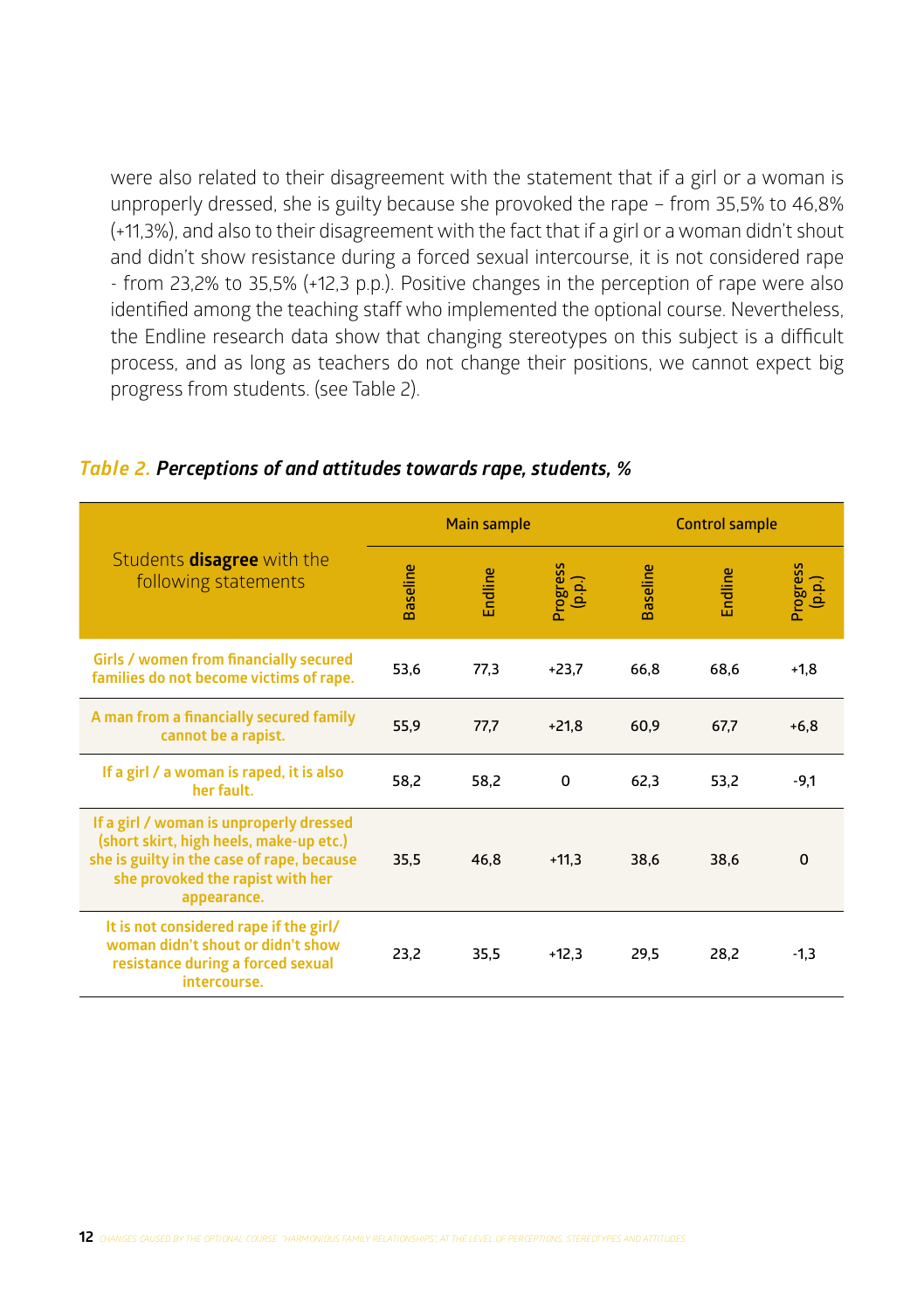were also related to their disagreement with the statement that if a girl or a woman is unproperly dressed, she is guilty because she provoked the rape – from 35,5% to 46,8% (+11,3%), and also to their disagreement with the fact that if a girl or a woman didn't shout and didn't show resistance during a forced sexual intercourse, it is not considered rape - from 23,2% to 35,5% (+12,3 p.p.). Positive changes in the perception of rape were also identified among the teaching staff who implemented the optional course. Nevertheless, the Endline research data show that changing stereotypes on this subject is a difficult process, and as long as teachers do not change their positions, we cannot expect big progress from students. (see Table 2).

*Table 2.* ***Perceptions of and attitudes towards rape, students, %***

| Students **disagree** with the following statements | Main sample | | | Control sample | | |
|---|---|---|---|---|---|---|
| | Baseline | Endline | Progress (p.p.) | Baseline | Endline | Progress (p.p.) |
| **Girls / women from financially secured families do not become victims of rape.** | 53,6 | 77,3 | +23,7 | 66,8 | 68,6 | +1,8 |
| **A man from a financially secured family cannot be a rapist.** | 55,9 | 77,7 | +21,8 | 60,9 | 67,7 | +6,8 |
| **If a girl / a woman is raped, it is also her fault.** | 58,2 | 58,2 | 0 | 62,3 | 53,2 | -9,1 |
| **If a girl / woman is unproperly dressed (short skirt, high heels, make-up etc.) she is guilty in the case of rape, because she provoked the rapist with her appearance.** | 35,5 | 46,8 | +11,3 | 38,6 | 38,6 | 0 |
| **It is not considered rape if the girl/ woman didn't shout or didn't show resistance during a forced sexual intercourse.** | 23,2 | 35,5 | +12,3 | 29,5 | 28,2 | -1,3 |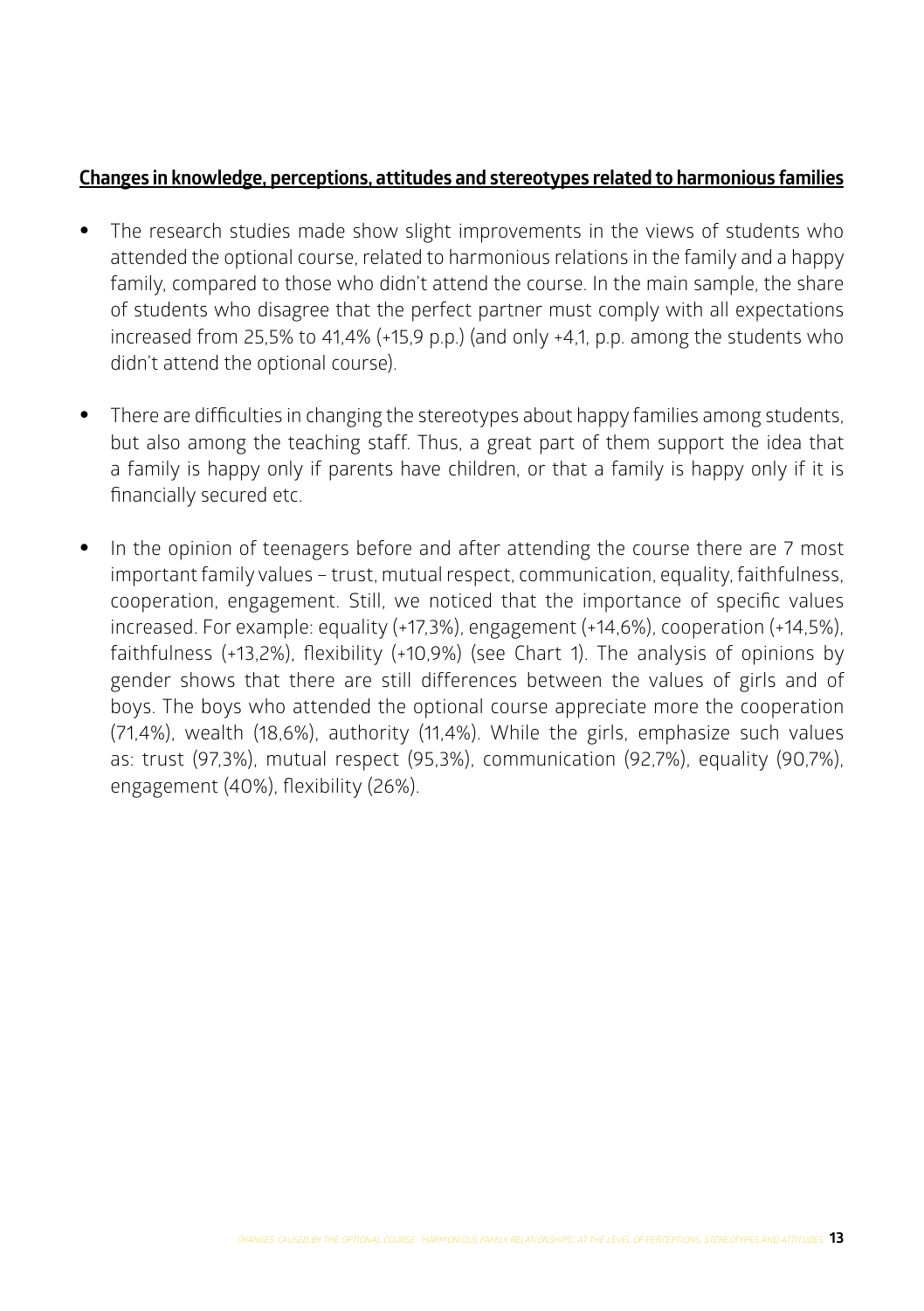**Changes in knowledge, perceptions, attitudes and stereotypes related to harmonious families**

- The research studies made show slight improvements in the views of students who attended the optional course, related to harmonious relations in the family and a happy family, compared to those who didn't attend the course. In the main sample, the share of students who disagree that the perfect partner must comply with all expectations increased from 25,5% to 41,4% (+15,9 p.p.) (and only +4,1, p.p. among the students who didn't attend the optional course).

- There are difficulties in changing the stereotypes about happy families among students, but also among the teaching staff. Thus, a great part of them support the idea that a family is happy only if parents have children, or that a family is happy only if it is financially secured etc.

- In the opinion of teenagers before and after attending the course there are 7 most important family values – trust, mutual respect, communication, equality, faithfulness, cooperation, engagement. Still, we noticed that the importance of specific values increased. For example: equality (+17,3%), engagement (+14,6%), cooperation (+14,5%), faithfulness (+13,2%), flexibility (+10,9%) (see Chart 1). The analysis of opinions by gender shows that there are still differences between the values of girls and of boys. The boys who attended the optional course appreciate more the cooperation (71,4%), wealth (18,6%), authority (11,4%). While the girls, emphasize such values as: trust (97,3%), mutual respect (95,3%), communication (92,7%), equality (90,7%), engagement (40%), flexibility (26%).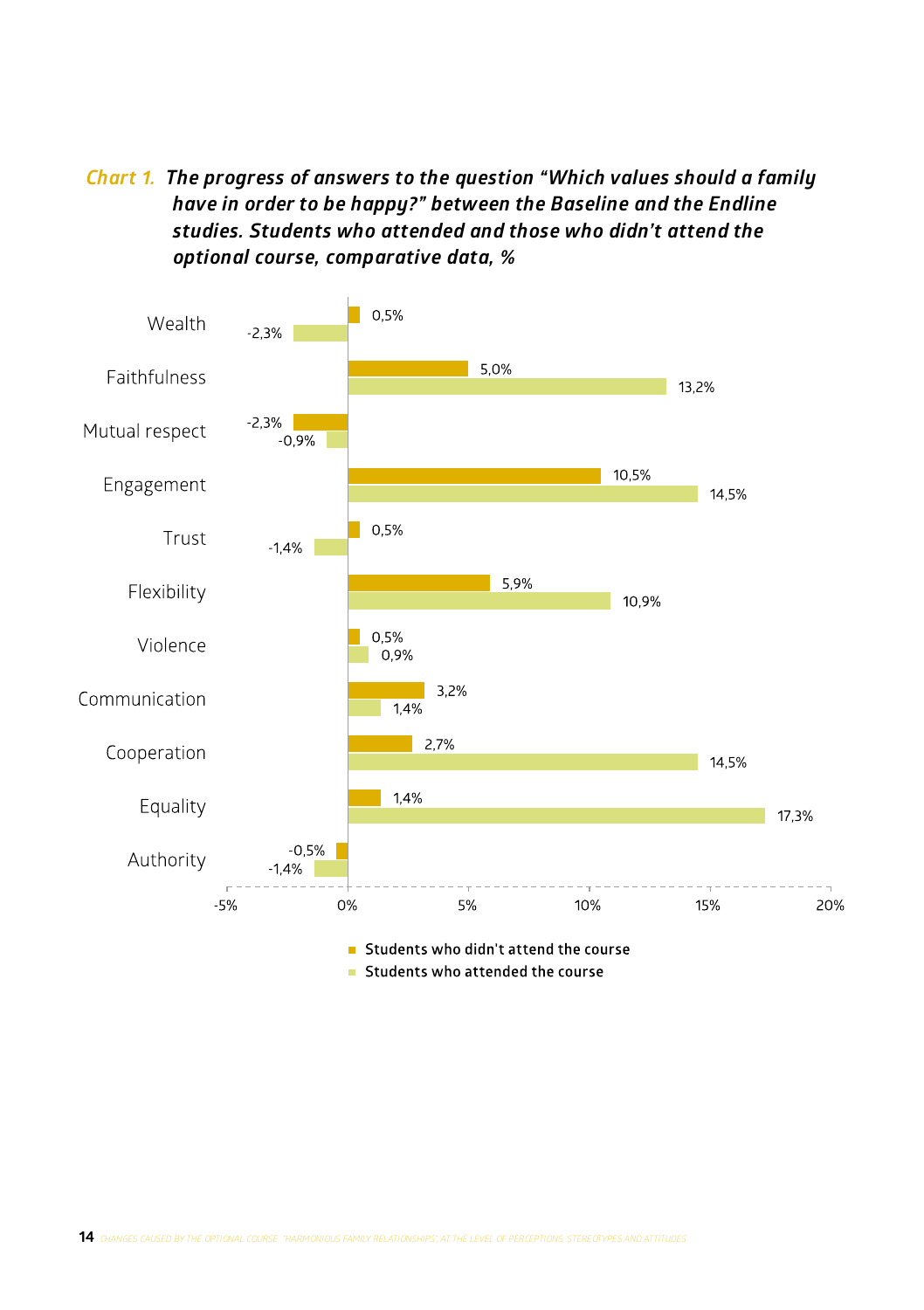***Chart 1.*** ***The progress of answers to the question "Which values should a family have in order to be happy?" between the Baseline and the Endline studies. Students who attended and those who didn't attend the optional course, comparative data, %***

| | Students who didn't attend the course | Students who attended the course |
|---|---|---|
| Wealth | 0,5% | -2,3% |
| Faithfulness | 5,0% | 13,2% |
| Mutual respect | -2,3% | -0,9% |
| Engagement | 10,5% | 14,5% |
| Trust | 0,5% | -1,4% |
| Flexibility | 5,9% | 10,9% |
| Violence | 0,5% | 0,9% |
| Communication | 3,2% | 1,4% |
| Cooperation | 2,7% | 14,5% |
| Equality | 1,4% | 17,3% |
| Authority | -0,5% | -1,4% |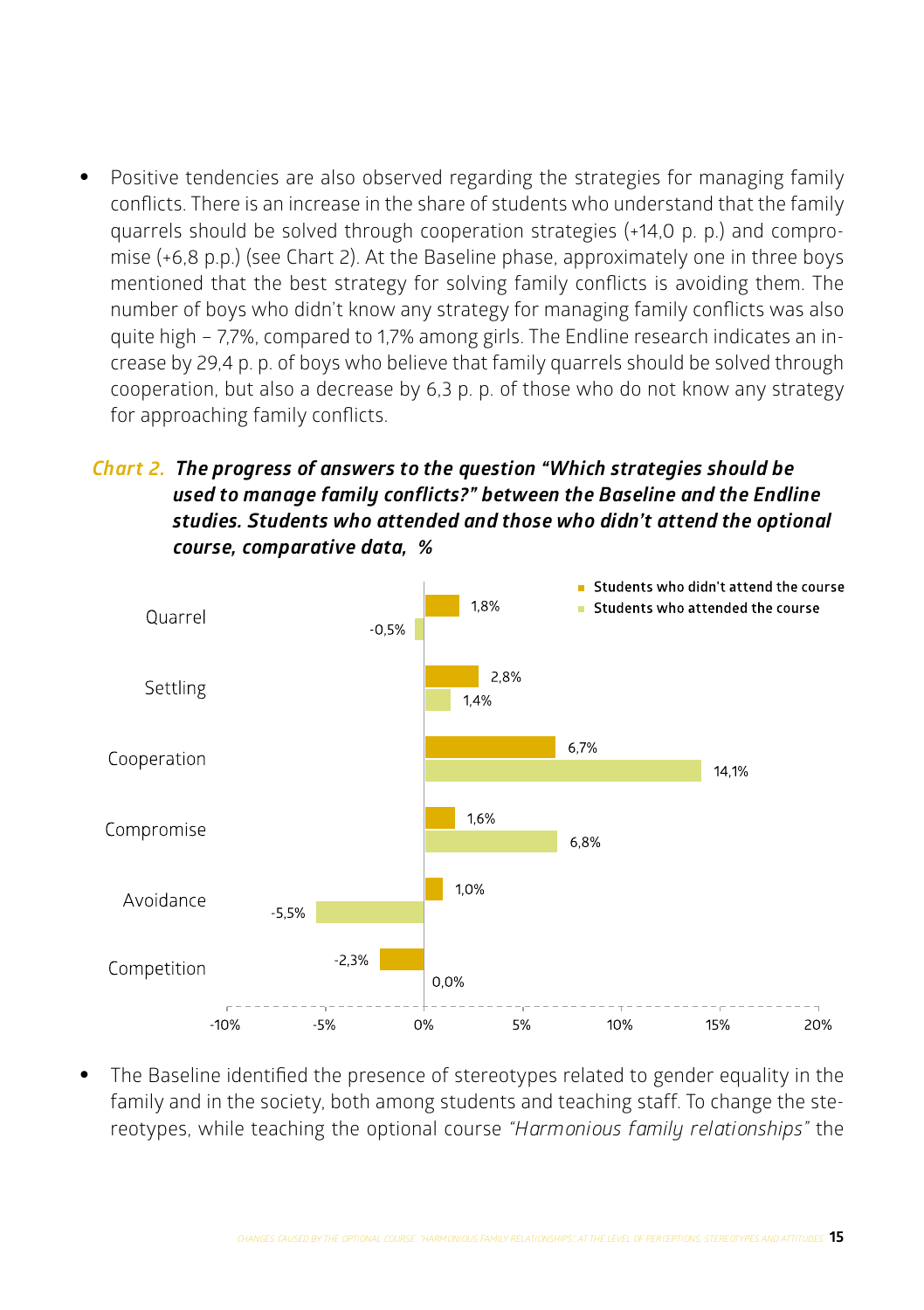- Positive tendencies are also observed regarding the strategies for managing family conflicts. There is an increase in the share of students who understand that the family quarrels should be solved through cooperation strategies (+14,0 p. p.) and compromise (+6,8 p.p.) (see Chart 2). At the Baseline phase, approximately one in three boys mentioned that the best strategy for solving family conflicts is avoiding them. The number of boys who didn't know any strategy for managing family conflicts was also quite high – 7,7%, compared to 1,7% among girls. The Endline research indicates an increase by 29,4 p. p. of boys who believe that family quarrels should be solved through cooperation, but also a decrease by 6,3 p. p. of those who do not know any strategy for approaching family conflicts.

***Chart 2.*** ***The progress of answers to the question "Which strategies should be used to manage family conflicts?" between the Baseline and the Endline studies. Students who attended and those who didn't attend the optional course, comparative data, %***

| | Students who didn't attend the course | Students who attended the course |
|---|---|---|
| Quarrel | 1,8% | -0,5% |
| Settling | 2,8% | 1,4% |
| Cooperation | 6,7% | 14,1% |
| Compromise | 1,6% | 6,8% |
| Avoidance | 1,0% | -5,5% |
| Competition | -2,3% | 0,0% |

- The Baseline identified the presence of stereotypes related to gender equality in the family and in the society, both among students and teaching staff. To change the stereotypes, while teaching the optional course *"Harmonious family relationships"* the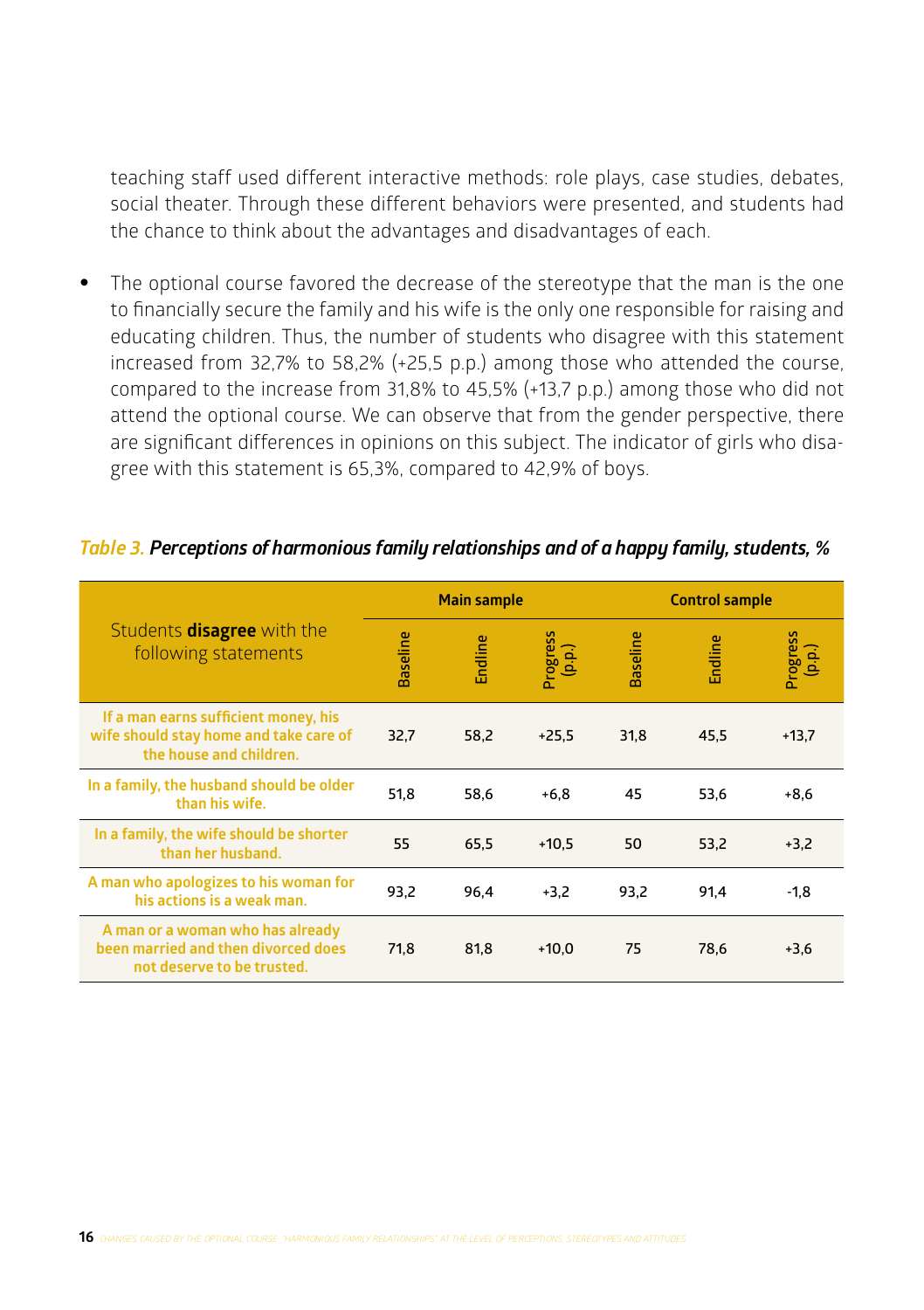teaching staff used different interactive methods: role plays, case studies, debates, social theater. Through these different behaviors were presented, and students had the chance to think about the advantages and disadvantages of each.

- The optional course favored the decrease of the stereotype that the man is the one to financially secure the family and his wife is the only one responsible for raising and educating children. Thus, the number of students who disagree with this statement increased from 32,7% to 58,2% (+25,5 p.p.) among those who attended the course, compared to the increase from 31,8% to 45,5% (+13,7 p.p.) among those who did not attend the optional course. We can observe that from the gender perspective, there are significant differences in opinions on this subject. The indicator of girls who disagree with this statement is 65,3%, compared to 42,9% of boys.

*Table 3.* ***Perceptions of harmonious family relationships and of a happy family, students, %***

| Students **disagree** with the following statements | Main sample | | | Control sample | | |
|---|---|---|---|---|---|---|
| | Baseline | Endline | Progress (p.p.) | Baseline | Endline | Progress (p.p.) |
| **If a man earns sufficient money, his wife should stay home and take care of the house and children.** | 32,7 | 58,2 | +25,5 | 31,8 | 45,5 | +13,7 |
| **In a family, the husband should be older than his wife.** | 51,8 | 58,6 | +6,8 | 45 | 53,6 | +8,6 |
| **In a family, the wife should be shorter than her husband.** | 55 | 65,5 | +10,5 | 50 | 53,2 | +3,2 |
| **A man who apologizes to his woman for his actions is a weak man.** | 93,2 | 96,4 | +3,2 | 93,2 | 91,4 | -1,8 |
| **A man or a woman who has already been married and then divorced does not deserve to be trusted.** | 71,8 | 81,8 | +10,0 | 75 | 78,6 | +3,6 |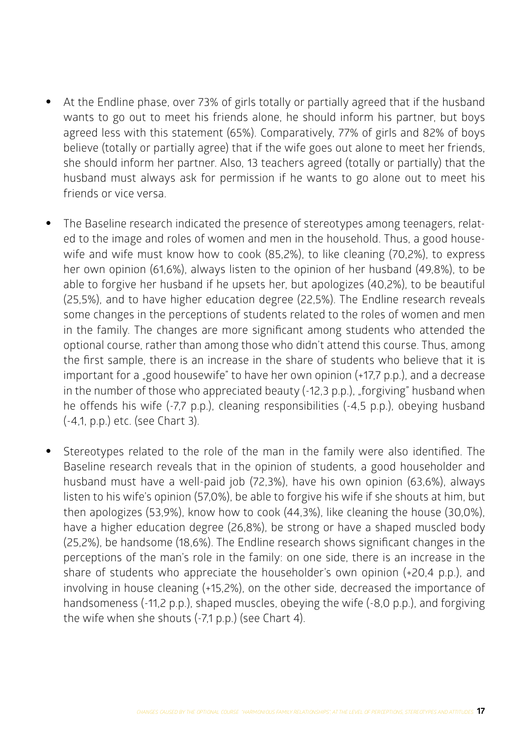- At the Endline phase, over 73% of girls totally or partially agreed that if the husband wants to go out to meet his friends alone, he should inform his partner, but boys agreed less with this statement (65%). Comparatively, 77% of girls and 82% of boys believe (totally or partially agree) that if the wife goes out alone to meet her friends, she should inform her partner. Also, 13 teachers agreed (totally or partially) that the husband must always ask for permission if he wants to go alone out to meet his friends or vice versa.

- The Baseline research indicated the presence of stereotypes among teenagers, related to the image and roles of women and men in the household. Thus, a good housewife and wife must know how to cook (85,2%), to like cleaning (70,2%), to express her own opinion (61,6%), always listen to the opinion of her husband (49,8%), to be able to forgive her husband if he upsets her, but apologizes (40,2%), to be beautiful (25,5%), and to have higher education degree (22,5%). The Endline research reveals some changes in the perceptions of students related to the roles of women and men in the family. The changes are more significant among students who attended the optional course, rather than among those who didn't attend this course. Thus, among the first sample, there is an increase in the share of students who believe that it is important for a „good housewife" to have her own opinion (+17,7 p.p.), and a decrease in the number of those who appreciated beauty (-12,3 p.p.), „forgiving" husband when he offends his wife (-7,7 p.p.), cleaning responsibilities (-4,5 p.p.), obeying husband (-4,1, p.p.) etc. (see Chart 3).

- Stereotypes related to the role of the man in the family were also identified. The Baseline research reveals that in the opinion of students, a good householder and husband must have a well-paid job (72,3%), have his own opinion (63,6%), always listen to his wife's opinion (57,0%), be able to forgive his wife if she shouts at him, but then apologizes (53,9%), know how to cook (44,3%), like cleaning the house (30,0%), have a higher education degree (26,8%), be strong or have a shaped muscled body (25,2%), be handsome (18,6%). The Endline research shows significant changes in the perceptions of the man's role in the family: on one side, there is an increase in the share of students who appreciate the householder's own opinion (+20,4 p.p.), and involving in house cleaning (+15,2%), on the other side, decreased the importance of handsomeness (-11,2 p.p.), shaped muscles, obeying the wife (-8,0 p.p.), and forgiving the wife when she shouts (-7,1 p.p.) (see Chart 4).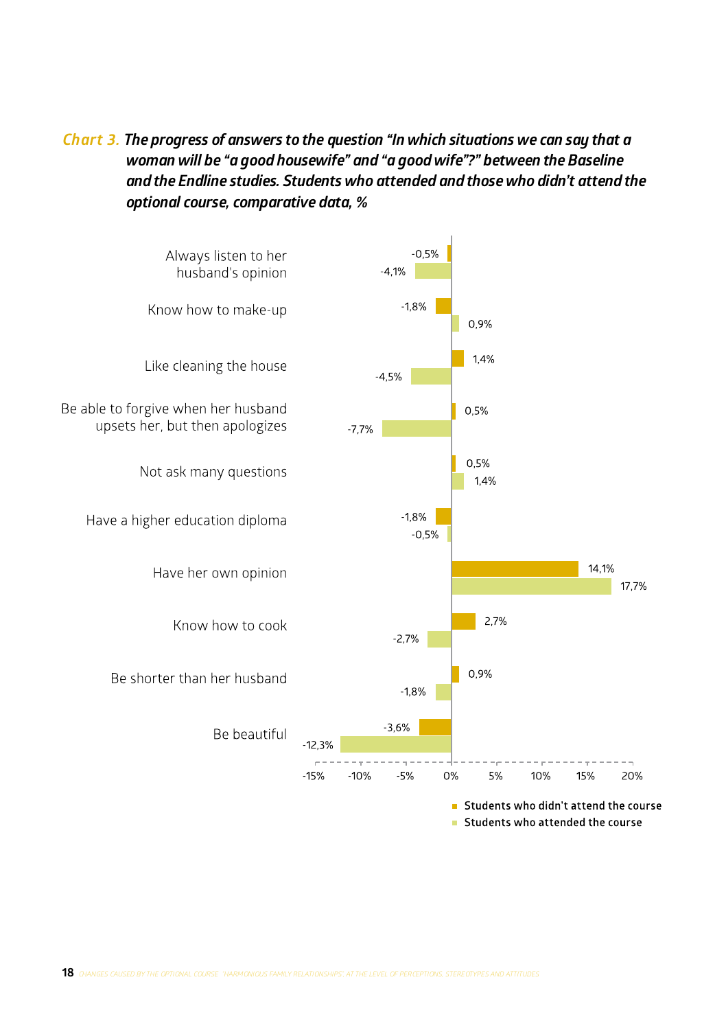**Chart 3.** ***The progress of answers to the question "In which situations we can say that a woman will be "a good housewife" and "a good wife"?" between the Baseline and the Endline studies. Students who attended and those who didn't attend the optional course, comparative data, %***

| | Students who didn't attend the course | Students who attended the course |
|---|---|---|
| Always listen to her husband's opinion | -0,5% | -4,1% |
| Know how to make-up | -1,8% | 0,9% |
| Like cleaning the house | 1,4% | -4,5% |
| Be able to forgive when her husband upsets her, but then apologizes | 0,5% | -7,7% |
| Not ask many questions | 0,5% | 1,4% |
| Have a higher education diploma | -1,8% | -0,5% |
| Have her own opinion | 14,1% | 17,7% |
| Know how to cook | 2,7% | -2,7% |
| Be shorter than her husband | 0,9% | -1,8% |
| Be beautiful | -3,6% | -12,3% |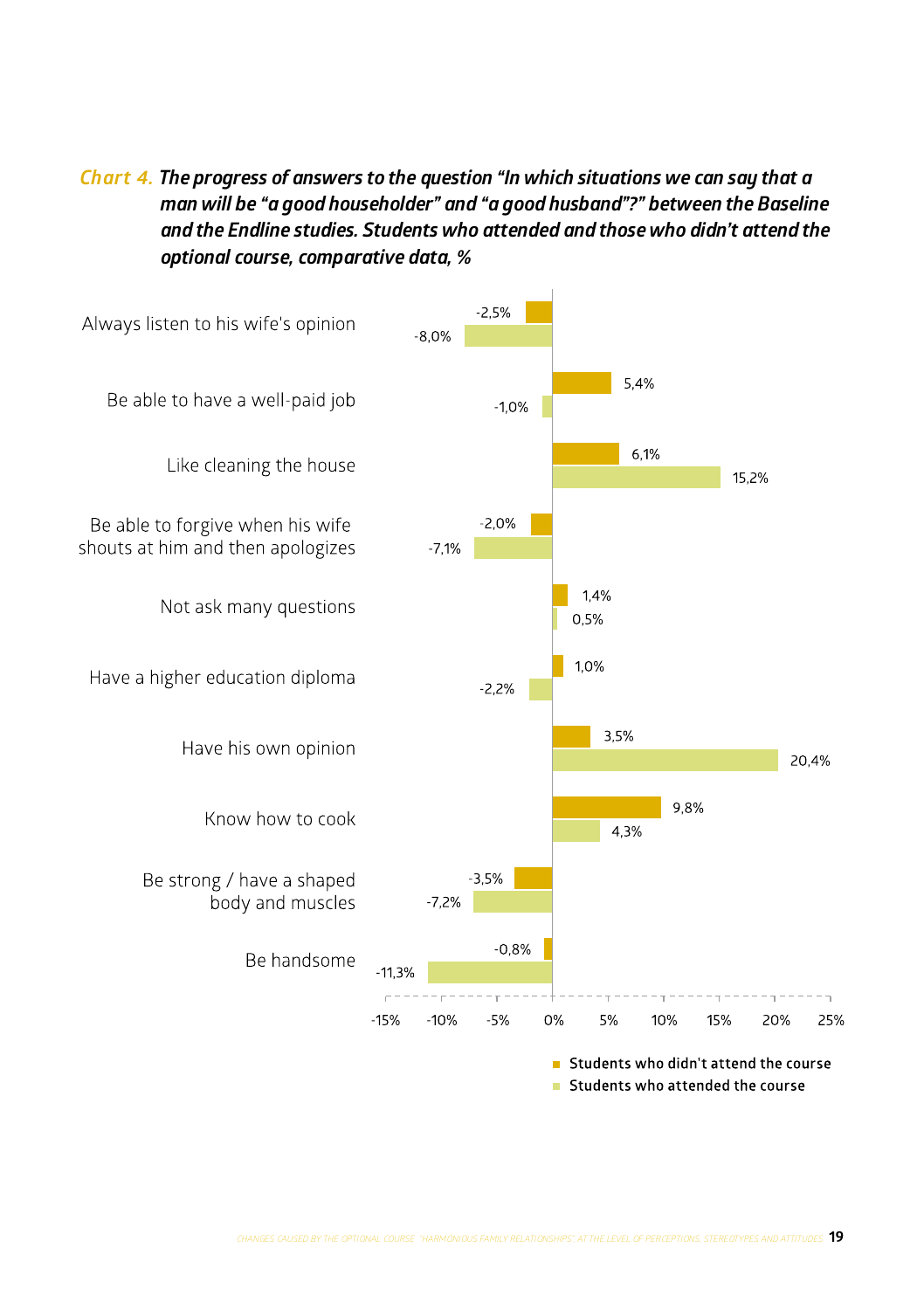**Chart 4.** ***The progress of answers to the question "In which situations we can say that a man will be "a good householder" and "a good husband"?" between the Baseline and the Endline studies. Students who attended and those who didn't attend the optional course, comparative data, %***

| | Students who didn't attend the course | Students who attended the course |
|---|---|---|
| Always listen to his wife's opinion | -2,5% | -8,0% |
| Be able to have a well-paid job | 5,4% | -1,0% |
| Like cleaning the house | 6,1% | 15,2% |
| Be able to forgive when his wife shouts at him and then apologizes | -2,0% | -7,1% |
| Not ask many questions | 1,4% | 0,5% |
| Have a higher education diploma | 1,0% | -2,2% |
| Have his own opinion | 3,5% | 20,4% |
| Know how to cook | 9,8% | 4,3% |
| Be strong / have a shaped body and muscles | -3,5% | -7,2% |
| Be handsome | -0,8% | -11,3% |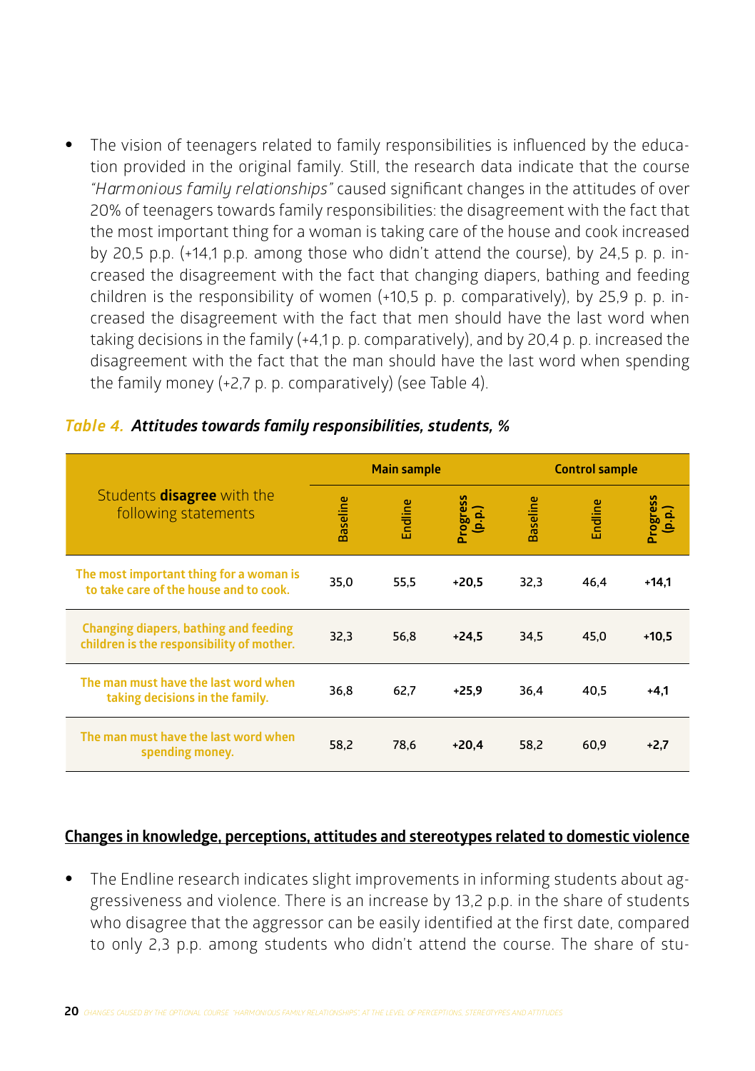- The vision of teenagers related to family responsibilities is influenced by the education provided in the original family. Still, the research data indicate that the course *"Harmonious family relationships"* caused significant changes in the attitudes of over 20% of teenagers towards family responsibilities: the disagreement with the fact that the most important thing for a woman is taking care of the house and cook increased by 20,5 p.p. (+14,1 p.p. among those who didn't attend the course), by 24,5 p. p. increased the disagreement with the fact that changing diapers, bathing and feeding children is the responsibility of women (+10,5 p. p. comparatively), by 25,9 p. p. increased the disagreement with the fact that men should have the last word when taking decisions in the family (+4,1 p. p. comparatively), and by 20,4 p. p. increased the disagreement with the fact that the man should have the last word when spending the family money (+2,7 p. p. comparatively) (see Table 4).

***Table 4.*** ***Attitudes towards family responsibilities, students, %***

| Students **disagree** with the following statements | Main sample | | | Control sample | | |
|---|---|---|---|---|---|---|
| | Baseline | Endline | Progress (p.p.) | Baseline | Endline | Progress (p.p.) |
| **The most important thing for a woman is to take care of the house and to cook.** | 35,0 | 55,5 | **+20,5** | 32,3 | 46,4 | **+14,1** |
| **Changing diapers, bathing and feeding children is the responsibility of mother.** | 32,3 | 56,8 | **+24,5** | 34,5 | 45,0 | **+10,5** |
| **The man must have the last word when taking decisions in the family.** | 36,8 | 62,7 | **+25,9** | 36,4 | 40,5 | **+4,1** |
| **The man must have the last word when spending money.** | 58,2 | 78,6 | **+20,4** | 58,2 | 60,9 | **+2,7** |

## Changes in knowledge, perceptions, attitudes and stereotypes related to domestic violence

- The Endline research indicates slight improvements in informing students about aggressiveness and violence. There is an increase by 13,2 p.p. in the share of students who disagree that the aggressor can be easily identified at the first date, compared to only 2,3 p.p. among students who didn't attend the course. The share of stu-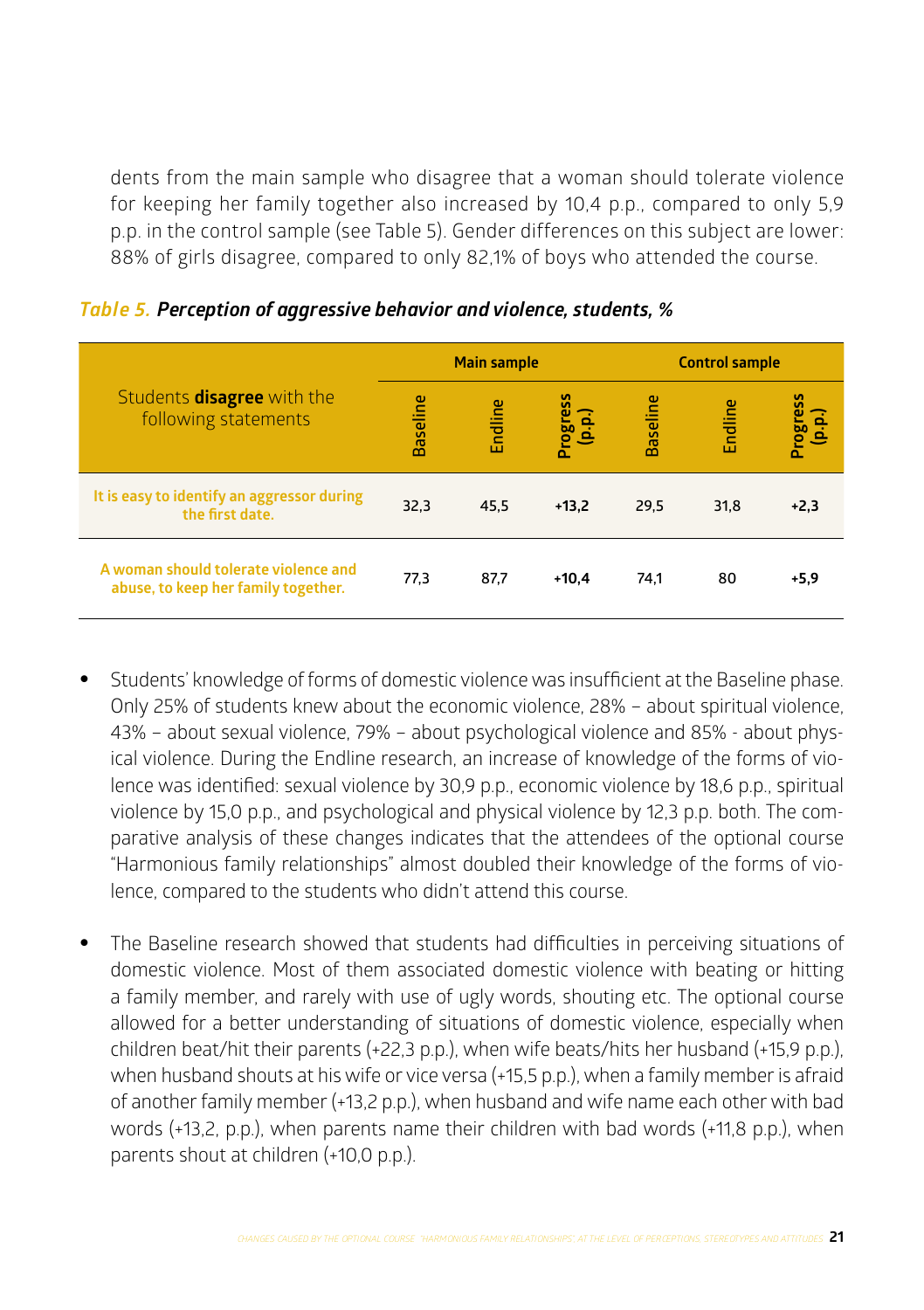dents from the main sample who disagree that a woman should tolerate violence for keeping her family together also increased by 10,4 p.p., compared to only 5,9 p.p. in the control sample (see Table 5). Gender differences on this subject are lower: 88% of girls disagree, compared to only 82,1% of boys who attended the course.

***Table 5.*** ***Perception of aggressive behavior and violence, students, %***

| Students **disagree** with the following statements | Main sample | | | Control sample | | |
|---|---|---|---|---|---|---|
| | Baseline | Endline | Progress (p.p.) | Baseline | Endline | Progress (p.p.) |
| **It is easy to identify an aggressor during the first date.** | 32,3 | 45,5 | +13,2 | 29,5 | 31,8 | +2,3 |
| **A woman should tolerate violence and abuse, to keep her family together.** | 77,3 | 87,7 | +10,4 | 74,1 | 80 | +5,9 |

- Students' knowledge of forms of domestic violence was insufficient at the Baseline phase. Only 25% of students knew about the economic violence, 28% – about spiritual violence, 43% – about sexual violence, 79% – about psychological violence and 85% - about physical violence. During the Endline research, an increase of knowledge of the forms of violence was identified: sexual violence by 30,9 p.p., economic violence by 18,6 p.p., spiritual violence by 15,0 p.p., and psychological and physical violence by 12,3 p.p. both. The comparative analysis of these changes indicates that the attendees of the optional course "Harmonious family relationships" almost doubled their knowledge of the forms of violence, compared to the students who didn't attend this course.

- The Baseline research showed that students had difficulties in perceiving situations of domestic violence. Most of them associated domestic violence with beating or hitting a family member, and rarely with use of ugly words, shouting etc. The optional course allowed for a better understanding of situations of domestic violence, especially when children beat/hit their parents (+22,3 p.p.), when wife beats/hits her husband (+15,9 p.p.), when husband shouts at his wife or vice versa (+15,5 p.p.), when a family member is afraid of another family member (+13,2 p.p.), when husband and wife name each other with bad words (+13,2, p.p.), when parents name their children with bad words (+11,8 p.p.), when parents shout at children (+10,0 p.p.).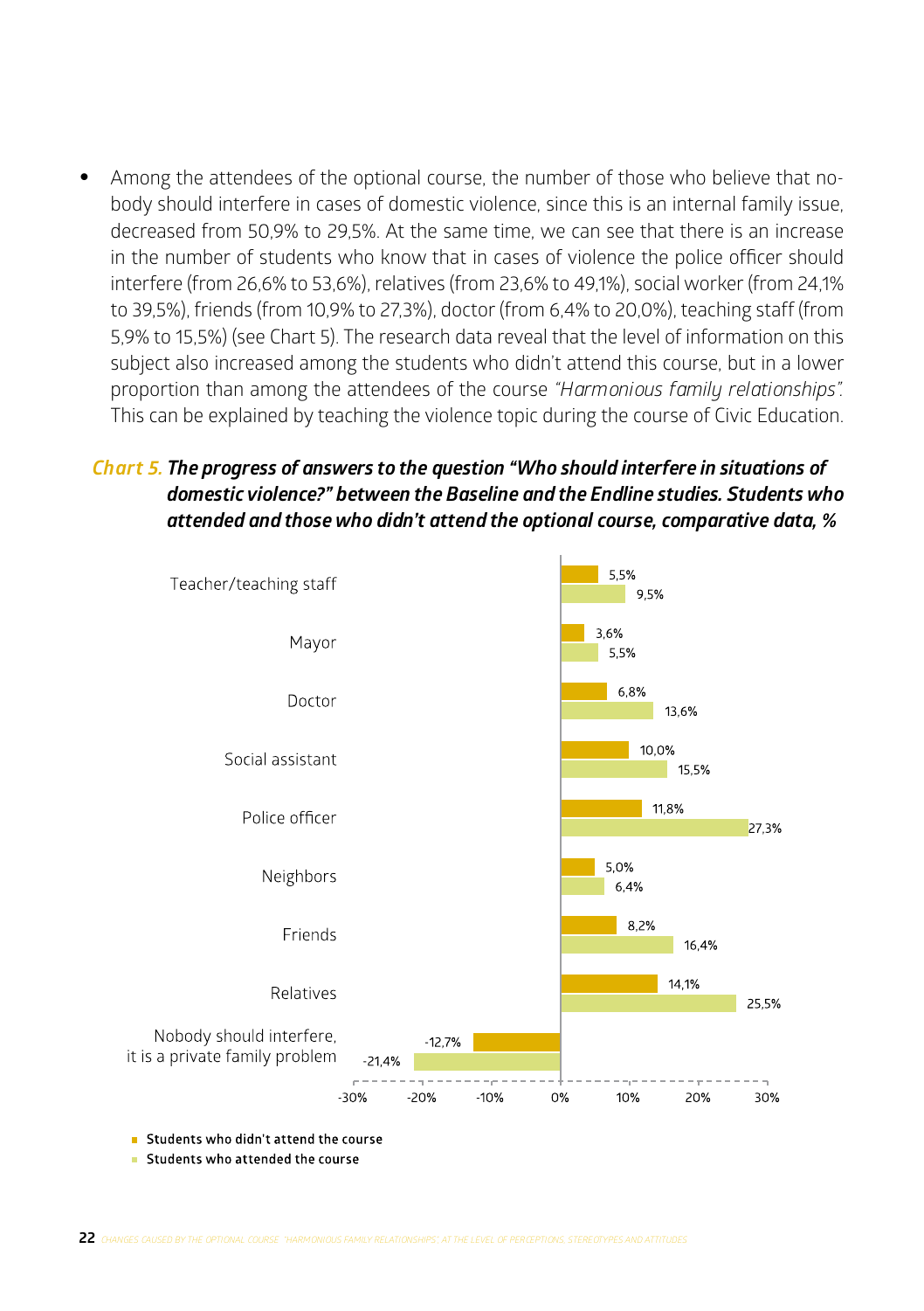- Among the attendees of the optional course, the number of those who believe that nobody should interfere in cases of domestic violence, since this is an internal family issue, decreased from 50,9% to 29,5%. At the same time, we can see that there is an increase in the number of students who know that in cases of violence the police officer should interfere (from 26,6% to 53,6%), relatives (from 23,6% to 49,1%), social worker (from 24,1% to 39,5%), friends (from 10,9% to 27,3%), doctor (from 6,4% to 20,0%), teaching staff (from 5,9% to 15,5%) (see Chart 5). The research data reveal that the level of information on this subject also increased among the students who didn't attend this course, but in a lower proportion than among the attendees of the course *"Harmonious family relationships"*. This can be explained by teaching the violence topic during the course of Civic Education.

***Chart 5.* *The progress of answers to the question "Who should interfere in situations of domestic violence?" between the Baseline and the Endline studies. Students who attended and those who didn't attend the optional course, comparative data, %***

| | Students who didn't attend the course | Students who attended the course |
|---|---|---|
| Teacher/teaching staff | 5,5% | 9,5% |
| Mayor | 3,6% | 5,5% |
| Doctor | 6,8% | 13,6% |
| Social assistant | 10,0% | 15,5% |
| Police officer | 11,8% | 27,3% |
| Neighbors | 5,0% | 6,4% |
| Friends | 8,2% | 16,4% |
| Relatives | 14,1% | 25,5% |
| Nobody should interfere, it is a private family problem | -12,7% | -21,4% |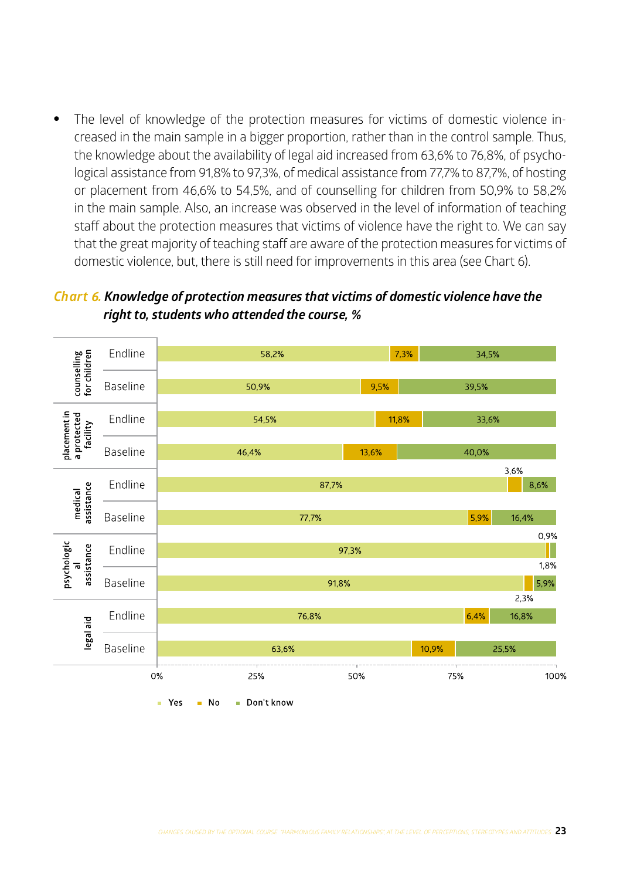- The level of knowledge of the protection measures for victims of domestic violence increased in the main sample in a bigger proportion, rather than in the control sample. Thus, the knowledge about the availability of legal aid increased from 63,6% to 76,8%, of psychological assistance from 91,8% to 97,3%, of medical assistance from 77,7% to 87,7%, of hosting or placement from 46,6% to 54,5%, and of counselling for children from 50,9% to 58,2% in the main sample. Also, an increase was observed in the level of information of teaching staff about the protection measures that victims of violence have the right to. We can say that the great majority of teaching staff are aware of the protection measures for victims of domestic violence, but, there is still need for improvements in this area (see Chart 6).

**Chart 6.** ***Knowledge of protection measures that victims of domestic violence have the right to, students who attended the course, %***

| Measure | | Yes | No | Don't know |
|---|---|---|---|---|
| counselling for children | Endline | 58,2% | 7,3% | 34,5% |
| | Baseline | 50,9% | 9,5% | 39,5% |
| placement in a protected facility | Endline | 54,5% | 11,8% | 33,6% |
| | Baseline | 46,4% | 13,6% | 40,0% |
| medical assistance | Endline | 87,7% | 3,6% | 8,6% |
| | Baseline | 77,7% | 5,9% | 16,4% |
| psychological assistance | Endline | 97,3% | 0,9% | 1,8% |
| | Baseline | 91,8% | 2,3% | 5,9% |
| legal aid | Endline | 76,8% | 6,4% | 16,8% |
| | Baseline | 63,6% | 10,9% | 25,5% |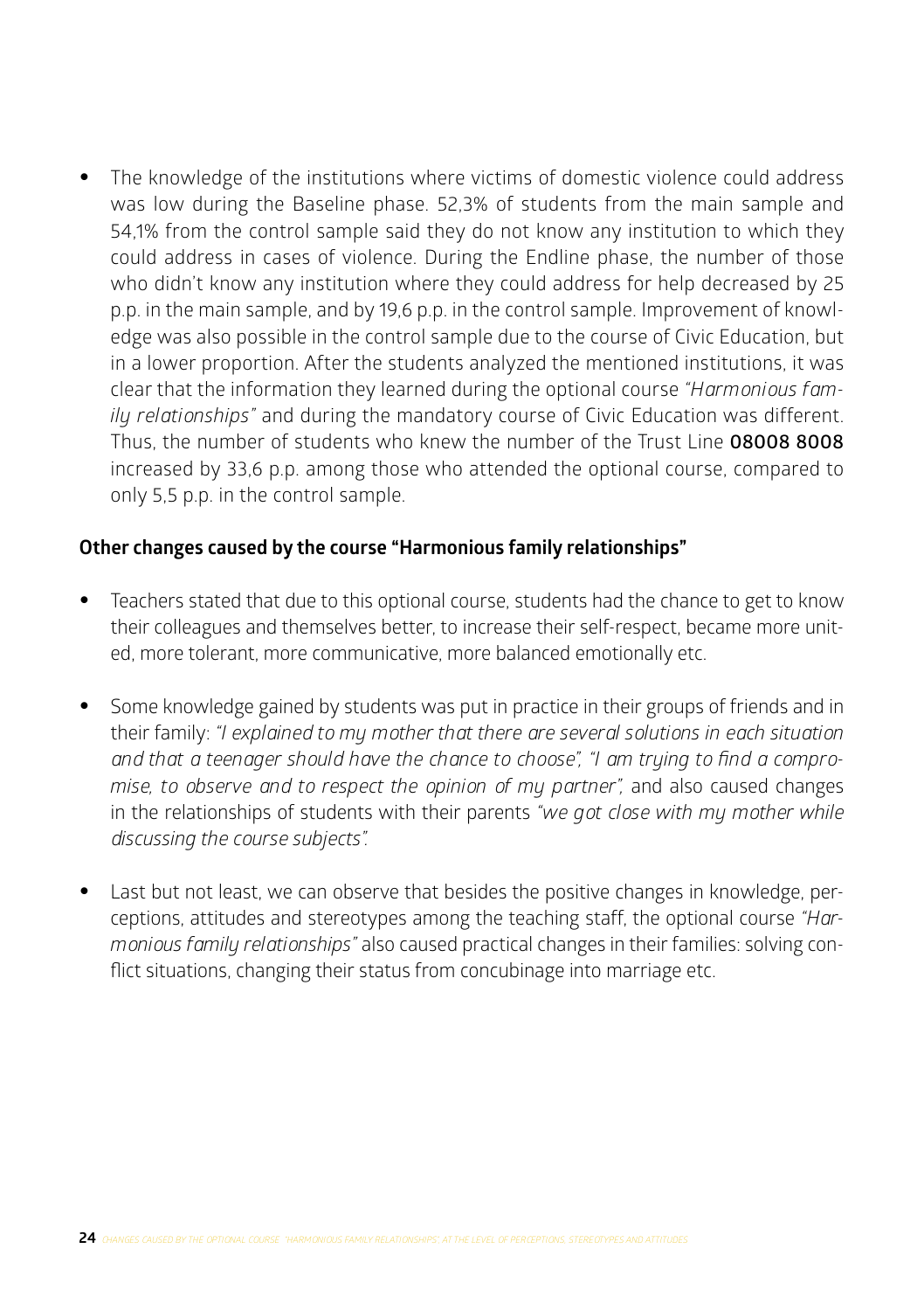- The knowledge of the institutions where victims of domestic violence could address was low during the Baseline phase. 52,3% of students from the main sample and 54,1% from the control sample said they do not know any institution to which they could address in cases of violence. During the Endline phase, the number of those who didn't know any institution where they could address for help decreased by 25 p.p. in the main sample, and by 19,6 p.p. in the control sample. Improvement of knowledge was also possible in the control sample due to the course of Civic Education, but in a lower proportion. After the students analyzed the mentioned institutions, it was clear that the information they learned during the optional course *"Harmonious family relationships"* and during the mandatory course of Civic Education was different. Thus, the number of students who knew the number of the Trust Line **08008 8008** increased by 33,6 p.p. among those who attended the optional course, compared to only 5,5 p.p. in the control sample.

### Other changes caused by the course "Harmonious family relationships"

- Teachers stated that due to this optional course, students had the chance to get to know their colleagues and themselves better, to increase their self-respect, became more united, more tolerant, more communicative, more balanced emotionally etc.

- Some knowledge gained by students was put in practice in their groups of friends and in their family: *"I explained to my mother that there are several solutions in each situation and that a teenager should have the chance to choose", "I am trying to find a compromise, to observe and to respect the opinion of my partner",* and also caused changes in the relationships of students with their parents *"we got close with my mother while discussing the course subjects".*

- Last but not least, we can observe that besides the positive changes in knowledge, perceptions, attitudes and stereotypes among the teaching staff, the optional course *"Harmonious family relationships"* also caused practical changes in their families: solving conflict situations, changing their status from concubinage into marriage etc.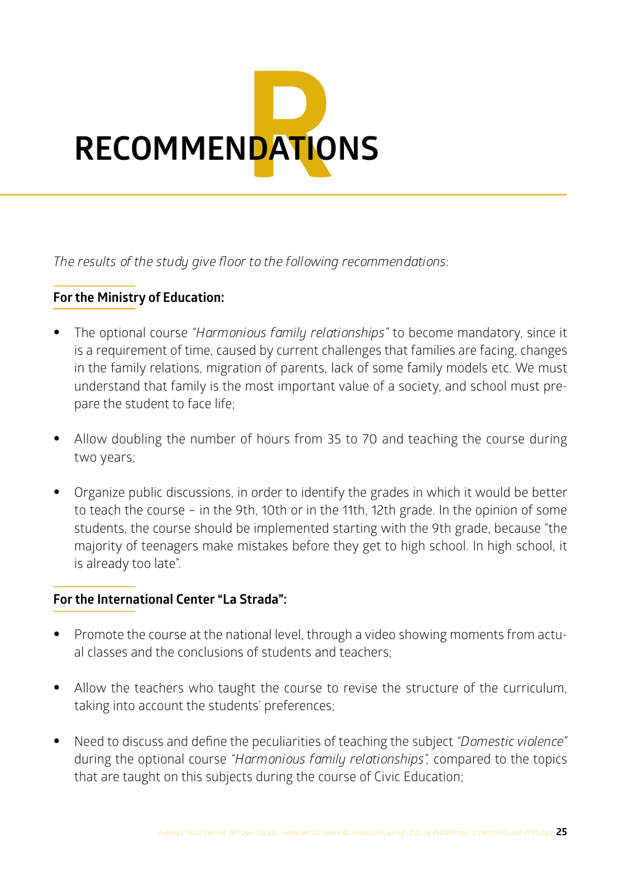# RECOMMENDATIONS

*The results of the study give floor to the following recommendations*:

**For the Ministry of Education:**

- The optional course *"Harmonious family relationships"* to become mandatory, since it is a requirement of time, caused by current challenges that families are facing, changes in the family relations, migration of parents, lack of some family models etc. We must understand that family is the most important value of a society, and school must prepare the student to face life;

- Allow doubling the number of hours from 35 to 70 and teaching the course during two years;

- Organize public discussions, in order to identify the grades in which it would be better to teach the course – in the 9th, 10th or in the 11th, 12th grade. In the opinion of some students, the course should be implemented starting with the 9th grade, because "the majority of teenagers make mistakes before they get to high school. In high school, it is already too late".

**For the International Center "La Strada":**

- Promote the course at the national level, through a video showing moments from actual classes and the conclusions of students and teachers;

- Allow the teachers who taught the course to revise the structure of the curriculum, taking into account the students' preferences;

- Need to discuss and define the peculiarities of teaching the subject *"Domestic violence"* during the optional course *"Harmonious family relationships"*, compared to the topics that are taught on this subjects during the course of Civic Education;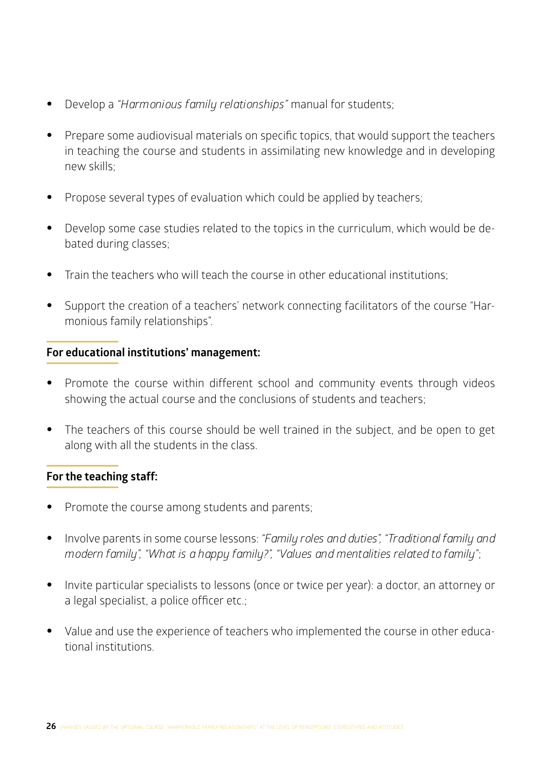- Develop a *"Harmonious family relationships"* manual for students;
- Prepare some audiovisual materials on specific topics, that would support the teachers in teaching the course and students in assimilating new knowledge and in developing new skills;
- Propose several types of evaluation which could be applied by teachers;
- Develop some case studies related to the topics in the curriculum, which would be debated during classes;
- Train the teachers who will teach the course in other educational institutions;
- Support the creation of a teachers' network connecting facilitators of the course "Harmonious family relationships".

**For educational institutions' management:**

- Promote the course within different school and community events through videos showing the actual course and the conclusions of students and teachers;
- The teachers of this course should be well trained in the subject, and be open to get along with all the students in the class.

**For the teaching staff:**

- Promote the course among students and parents;
- Involve parents in some course lessons: *"Family roles and duties", "Traditional family and modern family", "What is a happy family?", "Values and mentalities related to family"*;
- Invite particular specialists to lessons (once or twice per year): a doctor, an attorney or a legal specialist, a police officer etc.;
- Value and use the experience of teachers who implemented the course in other educational institutions.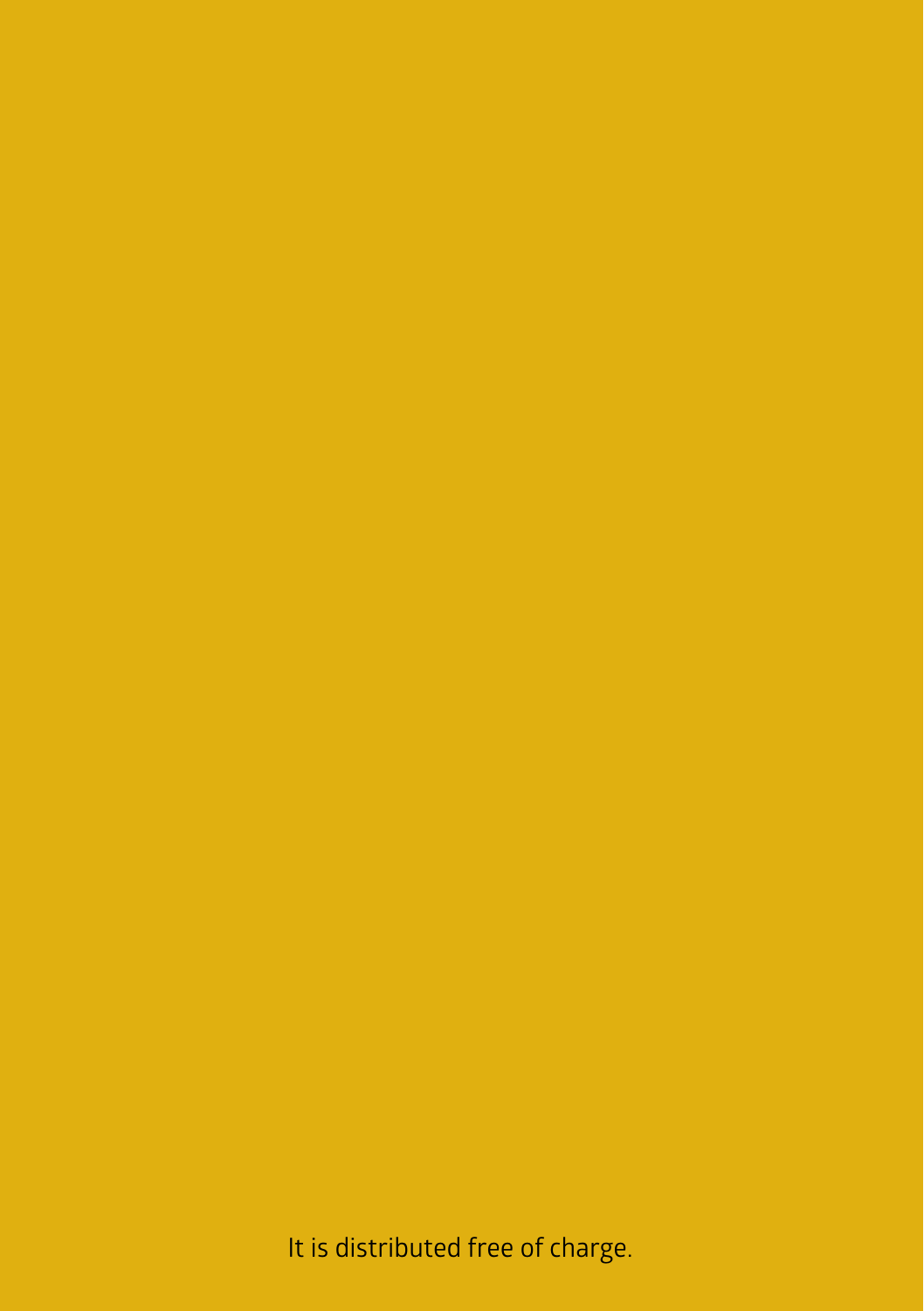It is distributed free of charge.